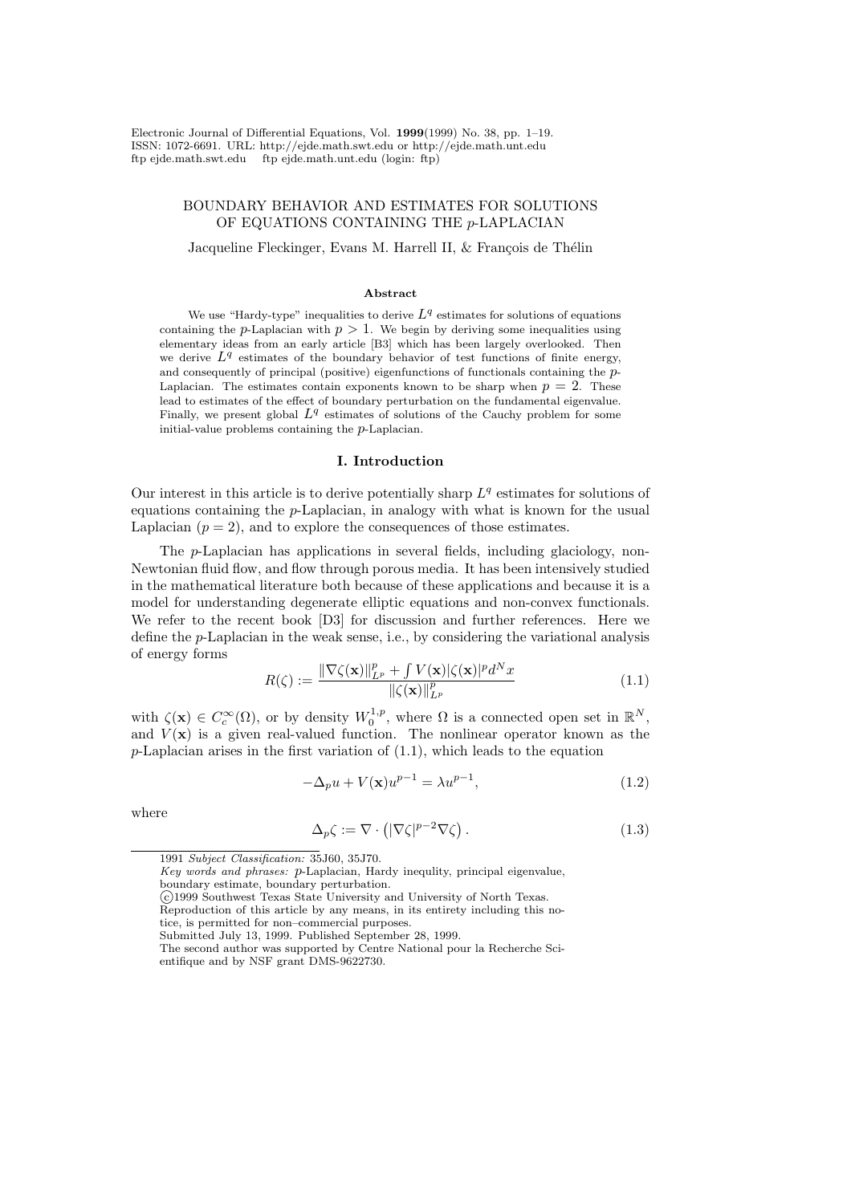Electronic Journal of Differential Equations, Vol. **1999**(1999) No. 38, pp. 1–19.
ISSN: 1072-6691. URL: http://ejde.math.swt.edu or http://ejde.math.unt.edu
ftp ejde.math.swt.edu ftp ejde.math.unt.edu (login: ftp)

# BOUNDARY BEHAVIOR AND ESTIMATES FOR SOLUTIONS OF EQUATIONS CONTAINING THE $p$-LAPLACIAN

Jacqueline Fleckinger, Evans M. Harrell II, & François de Thélin

### Abstract

We use "Hardy-type" inequalities to derive $L^q$ estimates for solutions of equations containing the $p$-Laplacian with $p > 1$. We begin by deriving some inequalities using elementary ideas from an early article [B3] which has been largely overlooked. Then we derive $L^q$ estimates of the boundary behavior of test functions of finite energy, and consequently of principal (positive) eigenfunctions of functionals containing the $p$-Laplacian. The estimates contain exponents known to be sharp when $p = 2$. These lead to estimates of the effect of boundary perturbation on the fundamental eigenvalue. Finally, we present global $L^q$ estimates of solutions of the Cauchy problem for some initial-value problems containing the $p$-Laplacian.

## I. Introduction

Our interest in this article is to derive potentially sharp $L^q$ estimates for solutions of equations containing the $p$-Laplacian, in analogy with what is known for the usual Laplacian ($p = 2$), and to explore the consequences of those estimates.

The $p$-Laplacian has applications in several fields, including glaciology, non-Newtonian fluid flow, and flow through porous media. It has been intensively studied in the mathematical literature both because of these applications and because it is a model for understanding degenerate elliptic equations and non-convex functionals. We refer to the recent book [D3] for discussion and further references. Here we define the $p$-Laplacian in the weak sense, i.e., by considering the variational analysis of energy forms

$$R(\zeta) := \frac{\|\nabla\zeta(\mathbf{x})\|_{L^p}^p + \int V(\mathbf{x})|\zeta(\mathbf{x})|^p d^N x}{\|\zeta(\mathbf{x})\|_{L^p}^p} \tag{1.1}$$

with $\zeta(\mathbf{x}) \in C_c^\infty(\Omega)$, or by density $W_0^{1,p}$, where $\Omega$ is a connected open set in $\mathbb{R}^N$, and $V(\mathbf{x})$ is a given real-valued function. The nonlinear operator known as the $p$-Laplacian arises in the first variation of (1.1), which leads to the equation

$$-\Delta_p u + V(\mathbf{x})u^{p-1} = \lambda u^{p-1}, \tag{1.2}$$

where

$$\Delta_p \zeta := \nabla \cdot \left(|\nabla\zeta|^{p-2}\nabla\zeta\right). \tag{1.3}$$

---

1991 *Subject Classification:* 35J60, 35J70.
*Key words and phrases:* $p$-Laplacian, Hardy inequlity, principal eigenvalue, boundary estimate, boundary perturbation.
©1999 Southwest Texas State University and University of North Texas.
Reproduction of this article by any means, in its entirety including this notice, is permitted for non–commercial purposes.
Submitted July 13, 1999. Published September 28, 1999.
The second author was supported by Centre National pour la Recherche Scientifique and by NSF grant DMS-9622730.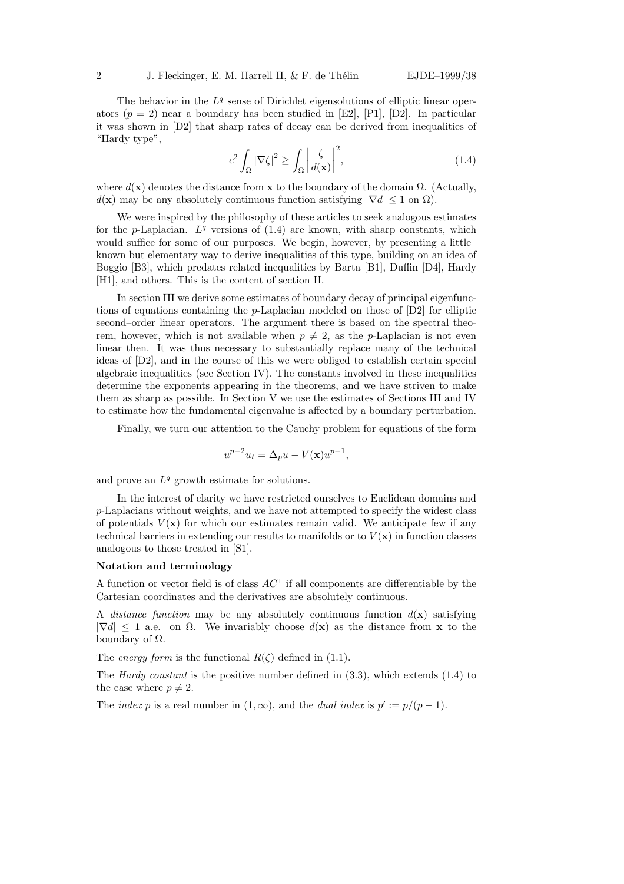The behavior in the $L^q$ sense of Dirichlet eigensolutions of elliptic linear operators ($p = 2$) near a boundary has been studied in [E2], [P1], [D2]. In particular it was shown in [D2] that sharp rates of decay can be derived from inequalities of "Hardy type",

$$c^2 \int_\Omega |\nabla \zeta|^2 \geq \int_\Omega \left| \frac{\zeta}{d(\mathbf{x})} \right|^2, \tag{1.4}$$

where $d(\mathbf{x})$ denotes the distance from $\mathbf{x}$ to the boundary of the domain $\Omega$. (Actually, $d(\mathbf{x})$ may be any absolutely continuous function satisfying $|\nabla d| \leq 1$ on $\Omega$).

We were inspired by the philosophy of these articles to seek analogous estimates for the $p$-Laplacian. $L^q$ versions of (1.4) are known, with sharp constants, which would suffice for some of our purposes. We begin, however, by presenting a little–known but elementary way to derive inequalities of this type, building on an idea of Boggio [B3], which predates related inequalities by Barta [B1], Duffin [D4], Hardy [H1], and others. This is the content of section II.

In section III we derive some estimates of boundary decay of principal eigenfunctions of equations containing the $p$-Laplacian modeled on those of [D2] for elliptic second–order linear operators. The argument there is based on the spectral theorem, however, which is not available when $p \neq 2$, as the $p$-Laplacian is not even linear then. It was thus necessary to substantially replace many of the technical ideas of [D2], and in the course of this we were obliged to establish certain special algebraic inequalities (see Section IV). The constants involved in these inequalities determine the exponents appearing in the theorems, and we have striven to make them as sharp as possible. In Section V we use the estimates of Sections III and IV to estimate how the fundamental eigenvalue is affected by a boundary perturbation.

Finally, we turn our attention to the Cauchy problem for equations of the form

$$u^{p-2} u_t = \Delta_p u - V(\mathbf{x}) u^{p-1},$$

and prove an $L^q$ growth estimate for solutions.

In the interest of clarity we have restricted ourselves to Euclidean domains and $p$-Laplacians without weights, and we have not attempted to specify the widest class of potentials $V(\mathbf{x})$ for which our estimates remain valid. We anticipate few if any technical barriers in extending our results to manifolds or to $V(\mathbf{x})$ in function classes analogous to those treated in [S1].

**Notation and terminology**

A function or vector field is of class $AC^1$ if all components are differentiable by the Cartesian coordinates and the derivatives are absolutely continuous.

A *distance function* may be any absolutely continuous function $d(\mathbf{x})$ satisfying $|\nabla d| \leq 1$ a.e. on $\Omega$. We invariably choose $d(\mathbf{x})$ as the distance from $\mathbf{x}$ to the boundary of $\Omega$.

The *energy form* is the functional $R(\zeta)$ defined in (1.1).

The *Hardy constant* is the positive number defined in (3.3), which extends (1.4) to the case where $p \neq 2$.

The *index* $p$ is a real number in $(1, \infty)$, and the *dual index* is $p' := p/(p-1)$.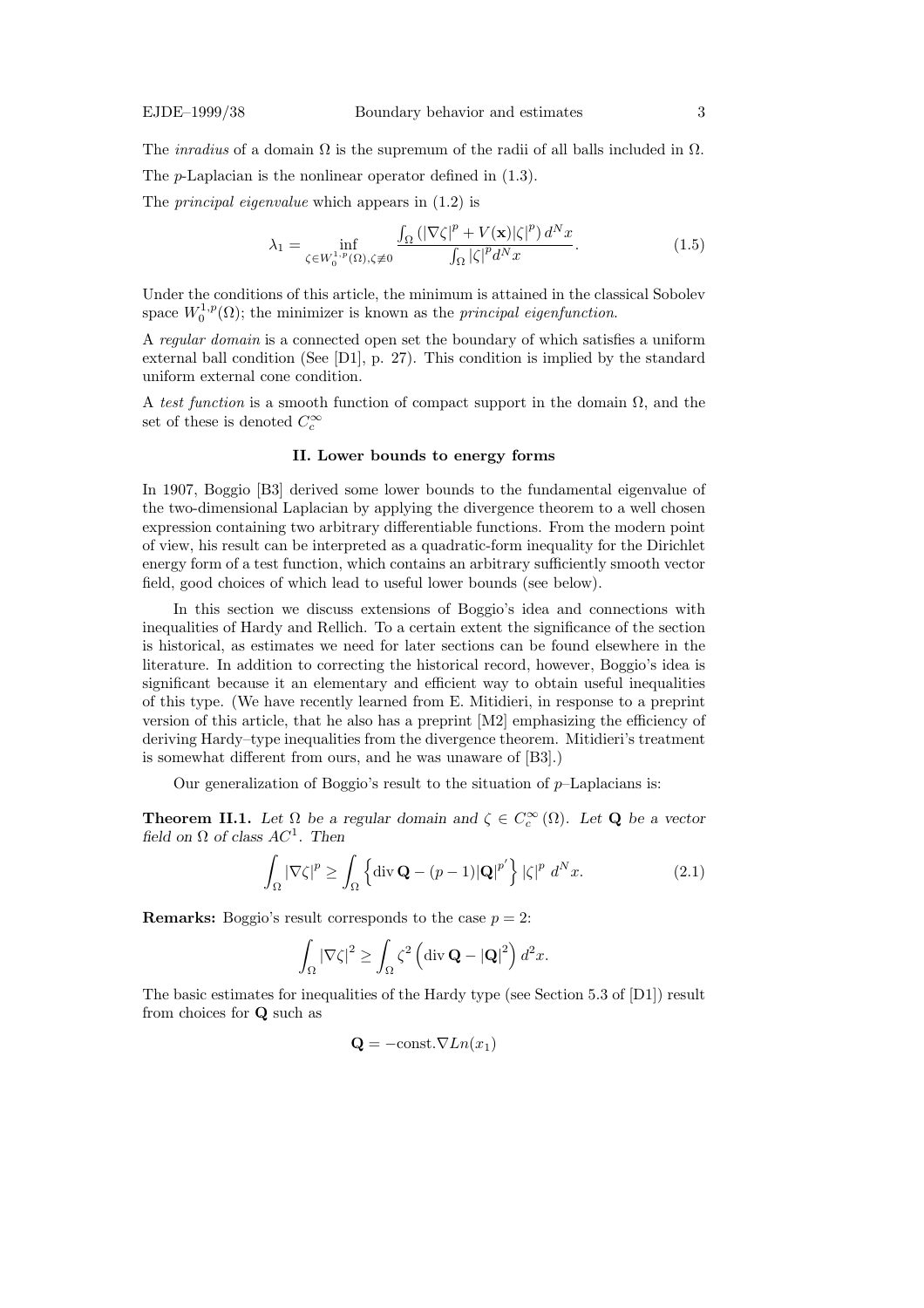The *inradius* of a domain $\Omega$ is the supremum of the radii of all balls included in $\Omega$.

The $p$-Laplacian is the nonlinear operator defined in (1.3).

The *principal eigenvalue* which appears in (1.2) is

$$\lambda_1 = \inf_{\zeta \in W_0^{1,p}(\Omega), \zeta \not\equiv 0} \frac{\int_\Omega \left(|\nabla \zeta|^p + V(\mathbf{x})|\zeta|^p\right) d^N x}{\int_\Omega |\zeta|^p d^N x}. \tag{1.5}$$

Under the conditions of this article, the minimum is attained in the classical Sobolev space $W_0^{1,p}(\Omega)$; the minimizer is known as the *principal eigenfunction*.

A *regular domain* is a connected open set the boundary of which satisfies a uniform external ball condition (See [D1], p. 27). This condition is implied by the standard uniform external cone condition.

A *test function* is a smooth function of compact support in the domain $\Omega$, and the set of these is denoted $C_c^\infty$

## II. Lower bounds to energy forms

In 1907, Boggio [B3] derived some lower bounds to the fundamental eigenvalue of the two-dimensional Laplacian by applying the divergence theorem to a well chosen expression containing two arbitrary differentiable functions. From the modern point of view, his result can be interpreted as a quadratic-form inequality for the Dirichlet energy form of a test function, which contains an arbitrary sufficiently smooth vector field, good choices of which lead to useful lower bounds (see below).

In this section we discuss extensions of Boggio's idea and connections with inequalities of Hardy and Rellich. To a certain extent the significance of the section is historical, as estimates we need for later sections can be found elsewhere in the literature. In addition to correcting the historical record, however, Boggio's idea is significant because it an elementary and efficient way to obtain useful inequalities of this type. (We have recently learned from E. Mitidieri, in response to a preprint version of this article, that he also has a preprint [M2] emphasizing the efficiency of deriving Hardy–type inequalities from the divergence theorem. Mitidieri's treatment is somewhat different from ours, and he was unaware of [B3].)

Our generalization of Boggio's result to the situation of $p$–Laplacians is:

**Theorem II.1.** *Let $\Omega$ be a regular domain and $\zeta \in C_c^\infty(\Omega)$. Let $\mathbf{Q}$ be a vector field on $\Omega$ of class $AC^1$. Then*

$$\int_\Omega |\nabla \zeta|^p \geq \int_\Omega \left\{ \operatorname{div} \mathbf{Q} - (p-1)|\mathbf{Q}|^{p'} \right\} |\zeta|^p \; d^N x. \tag{2.1}$$

**Remarks:** Boggio's result corresponds to the case $p = 2$:

$$\int_\Omega |\nabla \zeta|^2 \geq \int_\Omega \zeta^2 \left( \operatorname{div} \mathbf{Q} - |\mathbf{Q}|^2 \right) d^2 x.$$

The basic estimates for inequalities of the Hardy type (see Section 5.3 of [D1]) result from choices for $\mathbf{Q}$ such as

$$\mathbf{Q} = -\text{const.} \nabla Ln(x_1)$$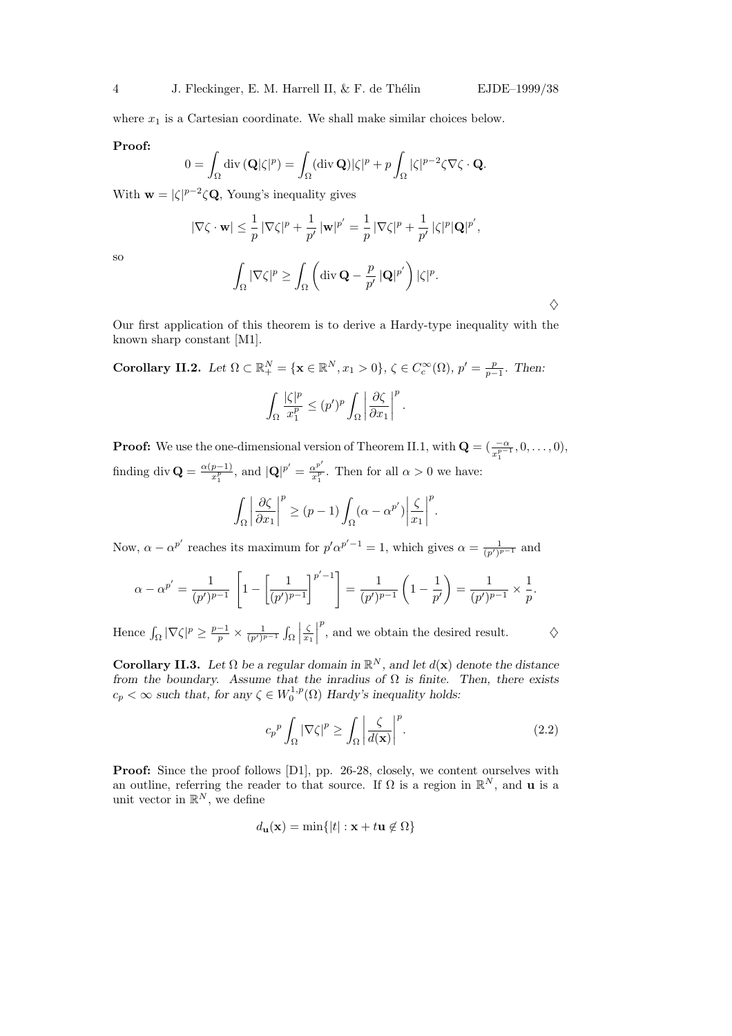where $x_1$ is a Cartesian coordinate. We shall make similar choices below.

**Proof:**

$$0 = \int_\Omega \operatorname{div}(\mathbf{Q}|\zeta|^p) = \int_\Omega (\operatorname{div}\mathbf{Q})|\zeta|^p + p\int_\Omega |\zeta|^{p-2}\zeta\nabla\zeta\cdot\mathbf{Q}.$$

With $\mathbf{w} = |\zeta|^{p-2}\zeta\mathbf{Q}$, Young's inequality gives

$$|\nabla\zeta\cdot\mathbf{w}| \le \frac{1}{p}|\nabla\zeta|^p + \frac{1}{p'}|\mathbf{w}|^{p'} = \frac{1}{p}|\nabla\zeta|^p + \frac{1}{p'}|\zeta|^p|\mathbf{Q}|^{p'},$$

so

$$\int_\Omega |\nabla\zeta|^p \ge \int_\Omega \left(\operatorname{div}\mathbf{Q} - \frac{p}{p'}|\mathbf{Q}|^{p'}\right)|\zeta|^p.$$

◇

Our first application of this theorem is to derive a Hardy-type inequality with the known sharp constant [M1].

**Corollary II.2.** *Let $\Omega \subset \mathbb{R}^N_+ = \{\mathbf{x}\in\mathbb{R}^N, x_1 > 0\}$, $\zeta\in C_c^\infty(\Omega)$, $p' = \frac{p}{p-1}$. Then:*

$$\int_\Omega \frac{|\zeta|^p}{x_1^p} \le (p')^p\int_\Omega\left|\frac{\partial\zeta}{\partial x_1}\right|^p.$$

**Proof:** We use the one-dimensional version of Theorem II.1, with $\mathbf{Q} = (\frac{-\alpha}{x_1^{p-1}}, 0, \ldots, 0)$, finding $\operatorname{div}\mathbf{Q} = \frac{\alpha(p-1)}{x_1^p}$, and $|\mathbf{Q}|^{p'} = \frac{\alpha^{p'}}{x_1^p}$. Then for all $\alpha > 0$ we have:

$$\int_\Omega\left|\frac{\partial\zeta}{\partial x_1}\right|^p \ge (p-1)\int_\Omega(\alpha-\alpha^{p'})\left|\frac{\zeta}{x_1}\right|^p.$$

Now, $\alpha - \alpha^{p'}$ reaches its maximum for $p'\alpha^{p'-1} = 1$, which gives $\alpha = \frac{1}{(p')^{p-1}}$ and

$$\alpha - \alpha^{p'} = \frac{1}{(p')^{p-1}}\left[1 - \left[\frac{1}{(p')^{p-1}}\right]^{p'-1}\right] = \frac{1}{(p')^{p-1}}\left(1 - \frac{1}{p'}\right) = \frac{1}{(p')^{p-1}}\times\frac{1}{p}.$$

Hence $\int_\Omega|\nabla\zeta|^p \ge \frac{p-1}{p}\times\frac{1}{(p')^{p-1}}\int_\Omega\left|\frac{\zeta}{x_1}\right|^p$, and we obtain the desired result. ◇

**Corollary II.3.** *Let $\Omega$ be a regular domain in $\mathbb{R}^N$, and let $d(\mathbf{x})$ denote the distance from the boundary. Assume that the inradius of $\Omega$ is finite. Then, there exists $c_p < \infty$ such that, for any $\zeta\in W_0^{1,p}(\Omega)$ Hardy's inequality holds:*

$$c_p{}^p\int_\Omega|\nabla\zeta|^p \ge \int_\Omega\left|\frac{\zeta}{d(\mathbf{x})}\right|^p. \tag{2.2}$$

**Proof:** Since the proof follows [D1], pp. 26-28, closely, we content ourselves with an outline, referring the reader to that source. If $\Omega$ is a region in $\mathbb{R}^N$, and $\mathbf{u}$ is a unit vector in $\mathbb{R}^N$, we define

$$d_\mathbf{u}(\mathbf{x}) = \min\{|t| : \mathbf{x} + t\mathbf{u}\notin\Omega\}$$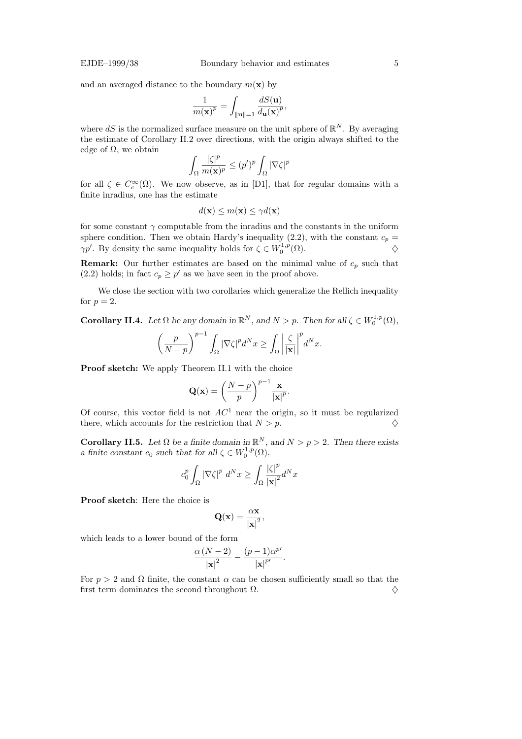and an averaged distance to the boundary $m(\mathbf{x})$ by

$$\frac{1}{m(\mathbf{x})^p} = \int_{\|\mathbf{u}\|=1} \frac{dS(\mathbf{u})}{d_{\mathbf{u}}(\mathbf{x})^p},$$

where $dS$ is the normalized surface measure on the unit sphere of $\mathbb{R}^N$. By averaging the estimate of Corollary II.2 over directions, with the origin always shifted to the edge of $\Omega$, we obtain

$$\int_\Omega \frac{|\zeta|^p}{m(\mathbf{x})^p} \le (p')^p \int_\Omega |\nabla\zeta|^p$$

for all $\zeta \in C_c^\infty(\Omega)$. We now observe, as in [D1], that for regular domains with a finite inradius, one has the estimate

$$d(\mathbf{x}) \le m(\mathbf{x}) \le \gamma d(\mathbf{x})$$

for some constant $\gamma$ computable from the inradius and the constants in the uniform sphere condition. Then we obtain Hardy's inequality (2.2), with the constant $c_p = \gamma p'$. By density the same inequality holds for $\zeta \in W_0^{1,p}(\Omega)$. $\diamondsuit$

**Remark:** Our further estimates are based on the minimal value of $c_p$ such that (2.2) holds; in fact $c_p \ge p'$ as we have seen in the proof above.

We close the section with two corollaries which generalize the Rellich inequality for $p = 2$.

**Corollary II.4.** *Let $\Omega$ be any domain in $\mathbb{R}^N$, and $N > p$. Then for all $\zeta \in W_0^{1,p}(\Omega)$,*

$$\left(\frac{p}{N-p}\right)^{p-1} \int_\Omega |\nabla\zeta|^p d^N x \ge \int_\Omega \left|\frac{\zeta}{|\mathbf{x}|}\right|^p d^N x.$$

**Proof sketch:** We apply Theorem II.1 with the choice

$$\mathbf{Q}(\mathbf{x}) = \left(\frac{N-p}{p}\right)^{p-1} \frac{\mathbf{x}}{|\mathbf{x}|^p}.$$

Of course, this vector field is not $AC^1$ near the origin, so it must be regularized there, which accounts for the restriction that $N > p$. $\diamondsuit$

**Corollary II.5.** *Let $\Omega$ be a finite domain in $\mathbb{R}^N$, and $N > p > 2$. Then there exists a finite constant $c_0$ such that for all $\zeta \in W_0^{1,p}(\Omega)$.*

$$c_0^p \int_\Omega |\nabla\zeta|^p \; d^N x \ge \int_\Omega \frac{|\zeta|^p}{|\mathbf{x}|^2} d^N x$$

**Proof sketch**: Here the choice is

$$\mathbf{Q}(\mathbf{x}) = \frac{\alpha\mathbf{x}}{|\mathbf{x}|^2},$$

which leads to a lower bound of the form

$$\frac{\alpha\,(N-2)}{|\mathbf{x}|^2} - \frac{(p-1)\alpha^{p'}}{|\mathbf{x}|^{p'}}.$$

For $p > 2$ and $\Omega$ finite, the constant $\alpha$ can be chosen sufficiently small so that the first term dominates the second throughout $\Omega$. $\diamondsuit$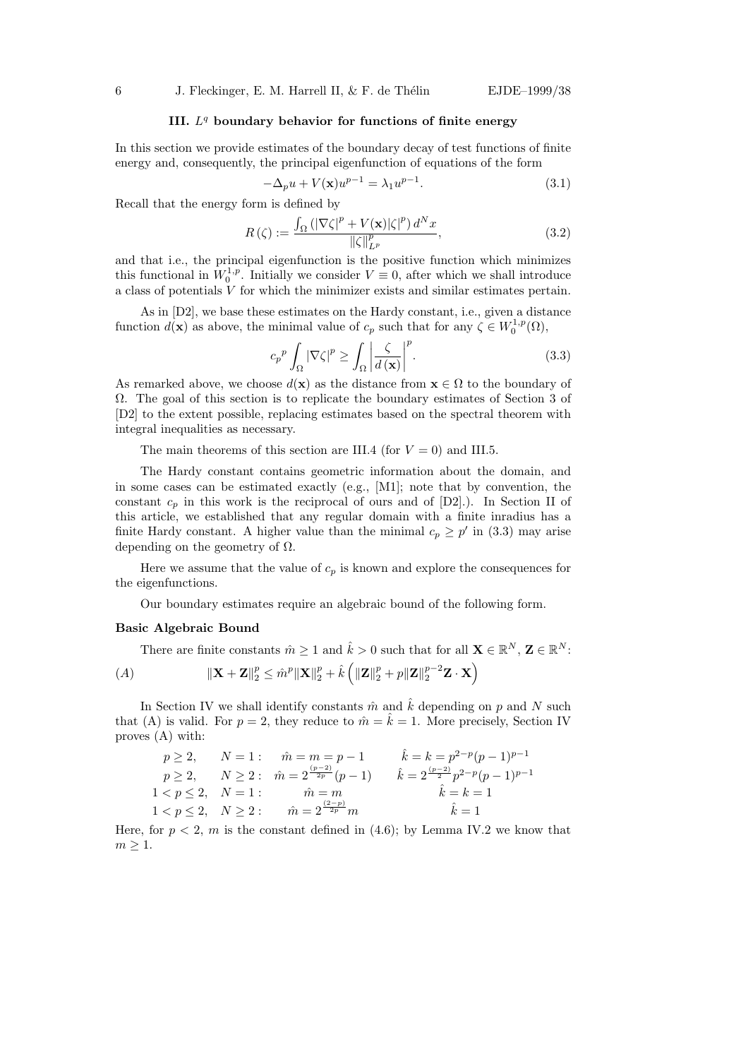### III. $L^q$ boundary behavior for functions of finite energy

In this section we provide estimates of the boundary decay of test functions of finite energy and, consequently, the principal eigenfunction of equations of the form

$$-\Delta_p u + V(\mathbf{x})u^{p-1} = \lambda_1 u^{p-1}. \tag{3.1}$$

Recall that the energy form is defined by

$$R(\zeta) := \frac{\int_\Omega \left(|\nabla\zeta|^p + V(\mathbf{x})|\zeta|^p\right) d^N x}{\|\zeta\|_{L^p}^p}, \tag{3.2}$$

and that i.e., the principal eigenfunction is the positive function which minimizes this functional in $W_0^{1,p}$. Initially we consider $V \equiv 0$, after which we shall introduce a class of potentials $V$ for which the minimizer exists and similar estimates pertain.

As in [D2], we base these estimates on the Hardy constant, i.e., given a distance function $d(\mathbf{x})$ as above, the minimal value of $c_p$ such that for any $\zeta \in W_0^{1,p}(\Omega)$,

$${c_p}^p \int_\Omega |\nabla\zeta|^p \geq \int_\Omega \left|\frac{\zeta}{d(\mathbf{x})}\right|^p. \tag{3.3}$$

As remarked above, we choose $d(\mathbf{x})$ as the distance from $\mathbf{x} \in \Omega$ to the boundary of $\Omega$. The goal of this section is to replicate the boundary estimates of Section 3 of [D2] to the extent possible, replacing estimates based on the spectral theorem with integral inequalities as necessary.

The main theorems of this section are III.4 (for $V = 0$) and III.5.

The Hardy constant contains geometric information about the domain, and in some cases can be estimated exactly (e.g., [M1]; note that by convention, the constant $c_p$ in this work is the reciprocal of ours and of [D2].). In Section II of this article, we established that any regular domain with a finite inradius has a finite Hardy constant. A higher value than the minimal $c_p \geq p'$ in (3.3) may arise depending on the geometry of $\Omega$.

Here we assume that the value of $c_p$ is known and explore the consequences for the eigenfunctions.

Our boundary estimates require an algebraic bound of the following form.

**Basic Algebraic Bound**

There are finite constants $\hat{m} \geq 1$ and $\hat{k} > 0$ such that for all $\mathbf{X} \in \mathbb{R}^N$, $\mathbf{Z} \in \mathbb{R}^N$:

$$(A) \qquad \|\mathbf{X} + \mathbf{Z}\|_2^p \leq \hat{m}^p \|\mathbf{X}\|_2^p + \hat{k}\left(\|\mathbf{Z}\|_2^p + p\|\mathbf{Z}\|_2^{p-2}\mathbf{Z}\cdot\mathbf{X}\right)$$

In Section IV we shall identify constants $\hat{m}$ and $\hat{k}$ depending on $p$ and $N$ such that (A) is valid. For $p = 2$, they reduce to $\hat{m} = \hat{k} = 1$. More precisely, Section IV proves (A) with:

$$\begin{array}{llll}
p \geq 2, & N = 1: & \hat{m} = m = p - 1 & \hat{k} = k = p^{2-p}(p-1)^{p-1} \\
p \geq 2, & N \geq 2: & \hat{m} = 2^{\frac{(p-2)}{2p}}(p-1) & \hat{k} = 2^{\frac{(p-2)}{2}} p^{2-p}(p-1)^{p-1} \\
1 < p \leq 2, & N = 1: & \hat{m} = m & \hat{k} = k = 1 \\
1 < p \leq 2, & N \geq 2: & \hat{m} = 2^{\frac{(2-p)}{2p}} m & \hat{k} = 1
\end{array}$$

Here, for $p < 2$, $m$ is the constant defined in (4.6); by Lemma IV.2 we know that $m \geq 1$.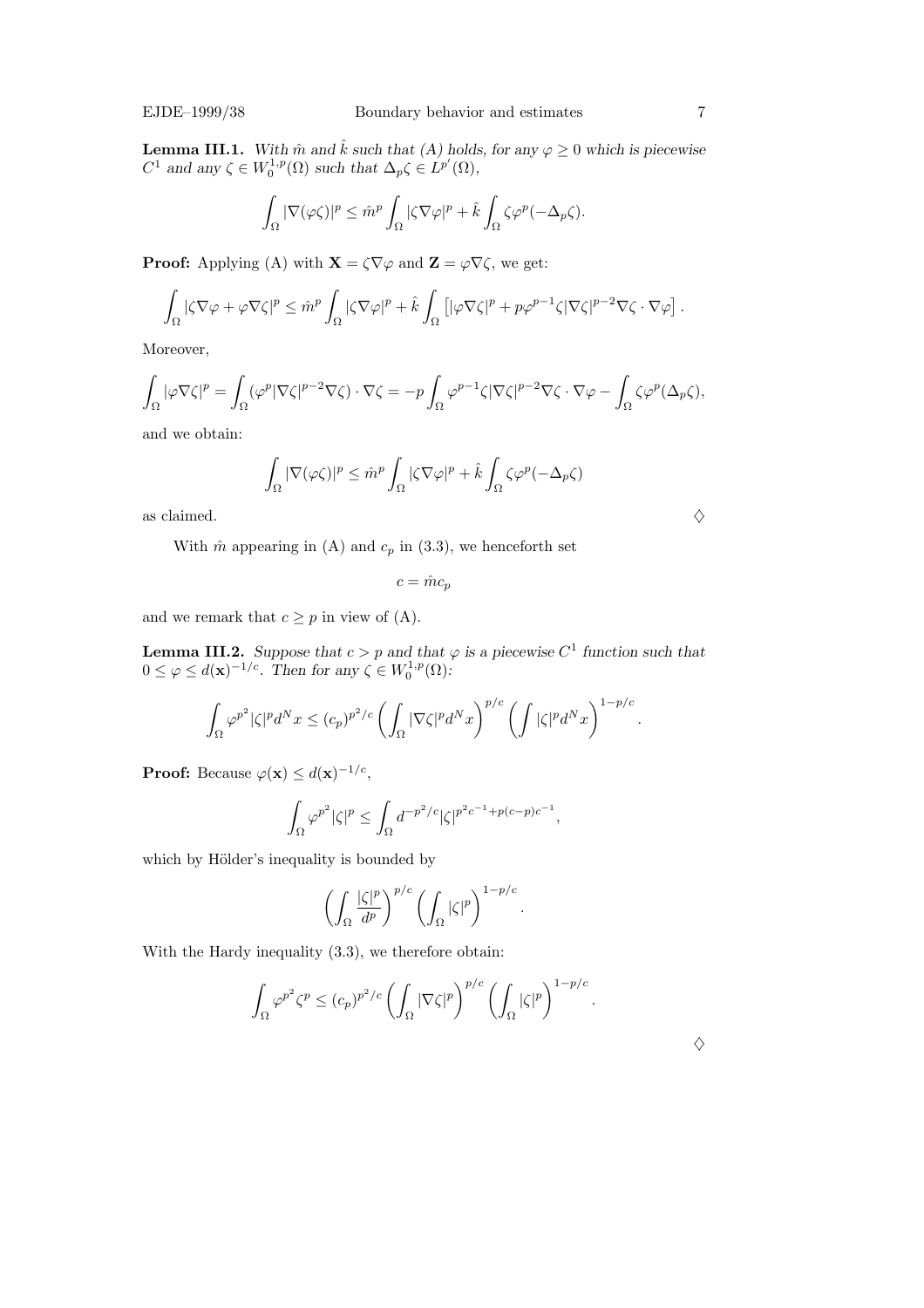**Lemma III.1.** *With $\hat{m}$ and $\hat{k}$ such that (A) holds, for any $\varphi \geq 0$ which is piecewise $C^1$ and any $\zeta \in W_0^{1,p}(\Omega)$ such that $\Delta_p \zeta \in L^{p'}(\Omega)$,*

$$\int_\Omega |\nabla(\varphi\zeta)|^p \leq \hat{m}^p \int_\Omega |\zeta \nabla \varphi|^p + \hat{k} \int_\Omega \zeta \varphi^p (-\Delta_p \zeta).$$

**Proof:** Applying (A) with $\mathbf{X} = \zeta \nabla \varphi$ and $\mathbf{Z} = \varphi \nabla \zeta$, we get:

$$\int_\Omega |\zeta \nabla \varphi + \varphi \nabla \zeta|^p \leq \hat{m}^p \int_\Omega |\zeta \nabla \varphi|^p + \hat{k} \int_\Omega \left[ |\varphi \nabla \zeta|^p + p \varphi^{p-1} \zeta |\nabla \zeta|^{p-2} \nabla \zeta \cdot \nabla \varphi \right].$$

Moreover,

$$\int_\Omega |\varphi \nabla \zeta|^p = \int_\Omega (\varphi^p |\nabla \zeta|^{p-2} \nabla \zeta) \cdot \nabla \zeta = -p \int_\Omega \varphi^{p-1} \zeta |\nabla \zeta|^{p-2} \nabla \zeta \cdot \nabla \varphi - \int_\Omega \zeta \varphi^p (\Delta_p \zeta),$$

and we obtain:

$$\int_\Omega |\nabla(\varphi\zeta)|^p \leq \hat{m}^p \int_\Omega |\zeta \nabla \varphi|^p + \hat{k} \int_\Omega \zeta \varphi^p (-\Delta_p \zeta)$$

as claimed. ♢

With $\hat{m}$ appearing in (A) and $c_p$ in (3.3), we henceforth set

$$c = \hat{m} c_p$$

and we remark that $c \geq p$ in view of (A).

**Lemma III.2.** *Suppose that $c > p$ and that $\varphi$ is a piecewise $C^1$ function such that $0 \leq \varphi \leq d(\mathbf{x})^{-1/c}$. Then for any $\zeta \in W_0^{1,p}(\Omega)$:*

$$\int_\Omega \varphi^{p^2} |\zeta|^p d^N x \leq (c_p)^{p^2/c} \left( \int_\Omega |\nabla \zeta|^p d^N x \right)^{p/c} \left( \int |\zeta|^p d^N x \right)^{1-p/c}.$$

**Proof:** Because $\varphi(\mathbf{x}) \leq d(\mathbf{x})^{-1/c}$,

$$\int_\Omega \varphi^{p^2} |\zeta|^p \leq \int_\Omega d^{-p^2/c} |\zeta|^{p^2 c^{-1} + p(c-p)c^{-1}},$$

which by Hölder's inequality is bounded by

$$\left( \int_\Omega \frac{|\zeta|^p}{d^p} \right)^{p/c} \left( \int_\Omega |\zeta|^p \right)^{1-p/c}.$$

With the Hardy inequality (3.3), we therefore obtain:

$$\int_\Omega \varphi^{p^2} \zeta^p \leq (c_p)^{p^2/c} \left( \int_\Omega |\nabla \zeta|^p \right)^{p/c} \left( \int_\Omega |\zeta|^p \right)^{1-p/c}.$$

♢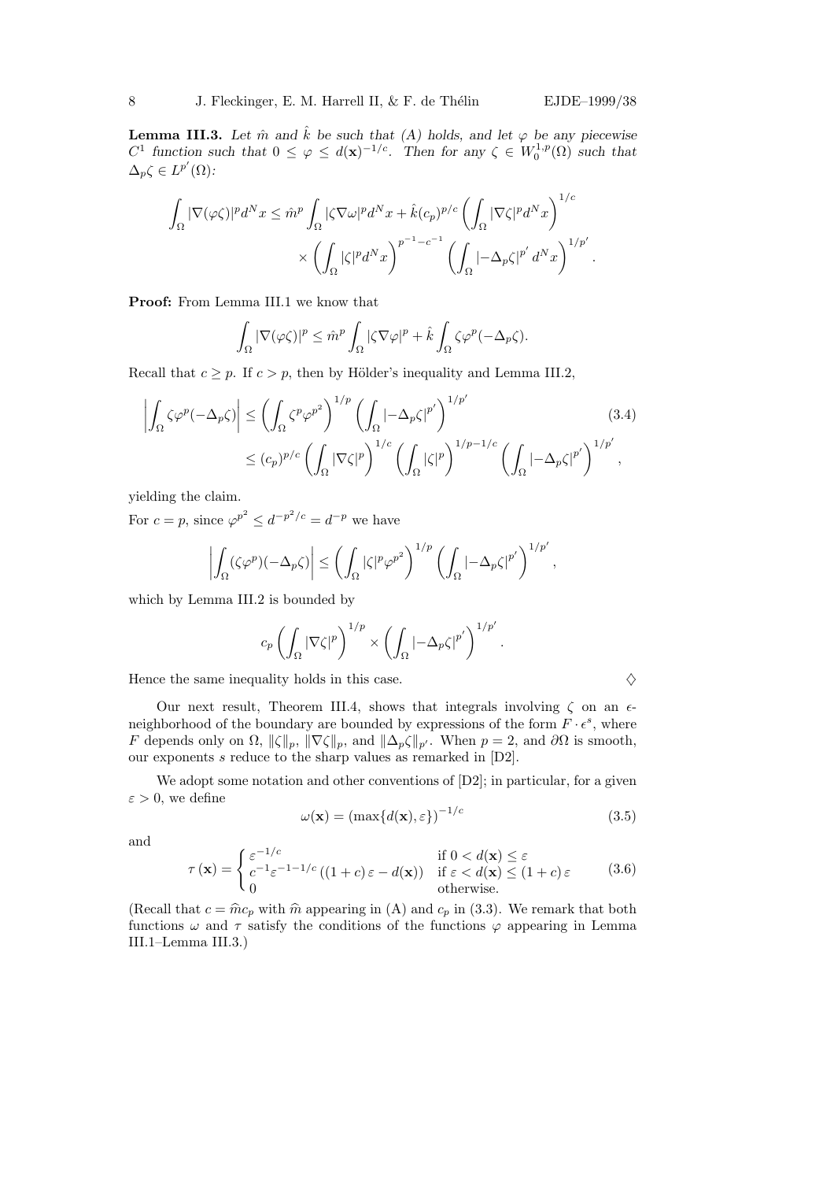**Lemma III.3.** *Let $\hat{m}$ and $\hat{k}$ be such that (A) holds, and let $\varphi$ be any piecewise $C^1$ function such that $0 \le \varphi \le d(\mathbf{x})^{-1/c}$. Then for any $\zeta \in W_0^{1,p}(\Omega)$ such that $\Delta_p \zeta \in L^{p'}(\Omega)$:*

$$\int_\Omega |\nabla(\varphi\zeta)|^p d^N x \le \hat{m}^p \int_\Omega |\zeta \nabla \omega|^p d^N x + \hat{k}(c_p)^{p/c} \left( \int_\Omega |\nabla \zeta|^p d^N x \right)^{1/c} \times \left( \int_\Omega |\zeta|^p d^N x \right)^{p^{-1} - c^{-1}} \left( \int_\Omega |-\Delta_p \zeta|^{p'} d^N x \right)^{1/p'} .$$

**Proof:** From Lemma III.1 we know that

$$\int_\Omega |\nabla(\varphi\zeta)|^p \le \hat{m}^p \int_\Omega |\zeta \nabla \varphi|^p + \hat{k} \int_\Omega \zeta \varphi^p (-\Delta_p \zeta).$$

Recall that $c \ge p$. If $c > p$, then by Hölder's inequality and Lemma III.2,

$$\begin{aligned} \left| \int_\Omega \zeta \varphi^p (-\Delta_p \zeta) \right| &\le \left( \int_\Omega \zeta^p \varphi^{p^2} \right)^{1/p} \left( \int_\Omega |-\Delta_p \zeta|^{p'} \right)^{1/p'} \\ &\le (c_p)^{p/c} \left( \int_\Omega |\nabla \zeta|^p \right)^{1/c} \left( \int_\Omega |\zeta|^p \right)^{1/p - 1/c} \left( \int_\Omega |-\Delta_p \zeta|^{p'} \right)^{1/p'} , \end{aligned} \tag{3.4}$$

yielding the claim.

For $c = p$, since $\varphi^{p^2} \le d^{-p^2/c} = d^{-p}$ we have

$$\left| \int_\Omega (\zeta \varphi^p)(-\Delta_p \zeta) \right| \le \left( \int_\Omega |\zeta|^p \varphi^{p^2} \right)^{1/p} \left( \int_\Omega |-\Delta_p \zeta|^{p'} \right)^{1/p'} ,$$

which by Lemma III.2 is bounded by

$$c_p \left( \int_\Omega |\nabla \zeta|^p \right)^{1/p} \times \left( \int_\Omega |-\Delta_p \zeta|^{p'} \right)^{1/p'} .$$

Hence the same inequality holds in this case. ◇

Our next result, Theorem III.4, shows that integrals involving $\zeta$ on an $\epsilon$-neighborhood of the boundary are bounded by expressions of the form $F \cdot \epsilon^s$, where $F$ depends only on $\Omega$, $\|\zeta\|_p$, $\|\nabla \zeta\|_p$, and $\|\Delta_p \zeta\|_{p'}$. When $p = 2$, and $\partial\Omega$ is smooth, our exponents $s$ reduce to the sharp values as remarked in [D2].

We adopt some notation and other conventions of [D2]; in particular, for a given $\varepsilon > 0$, we define

$$\omega(\mathbf{x}) = \left(\max\{d(\mathbf{x}), \varepsilon\}\right)^{-1/c} \tag{3.5}$$

and

$$\tau(\mathbf{x}) = \begin{cases} \varepsilon^{-1/c} & \text{if } 0 < d(\mathbf{x}) \le \varepsilon \\ c^{-1} \varepsilon^{-1-1/c} \left( (1+c)\,\varepsilon - d(\mathbf{x}) \right) & \text{if } \varepsilon < d(\mathbf{x}) \le (1+c)\,\varepsilon \\ 0 & \text{otherwise.} \end{cases} \tag{3.6}$$

(Recall that $c = \widehat{m} c_p$ with $\widehat{m}$ appearing in (A) and $c_p$ in (3.3). We remark that both functions $\omega$ and $\tau$ satisfy the conditions of the functions $\varphi$ appearing in Lemma III.1–Lemma III.3.)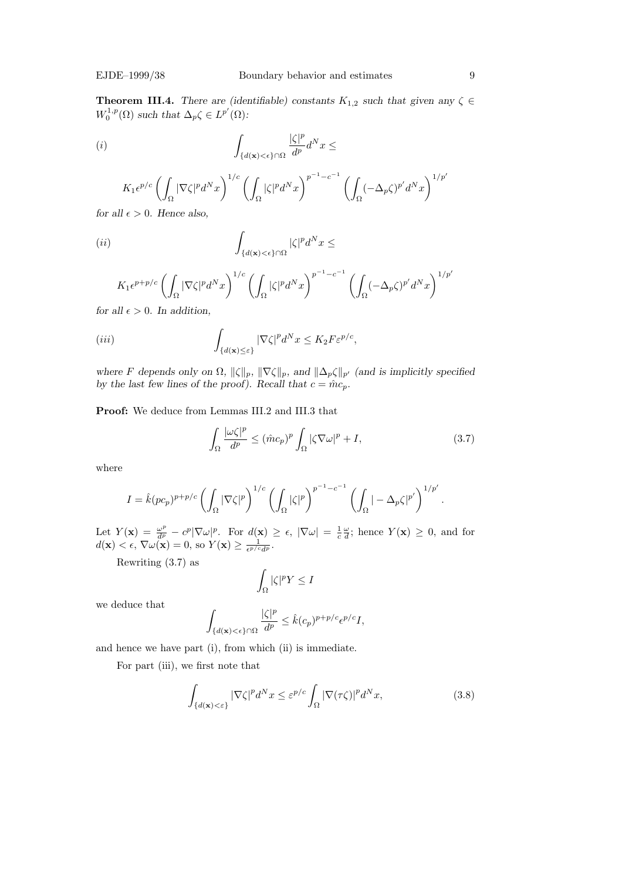**Theorem III.4.** *There are (identifiable) constants $K_{1,2}$ such that given any $\zeta \in W_0^{1,p}(\Omega)$ such that $\Delta_p \zeta \in L^{p'}(\Omega)$:*

$$(i) \qquad \int_{\{d(\mathbf{x})<\epsilon\}\cap\Omega} \frac{|\zeta|^p}{d^p} d^N x \leq$$

$$K_1 \epsilon^{p/c} \left( \int_\Omega |\nabla \zeta|^p d^N x \right)^{1/c} \left( \int_\Omega |\zeta|^p d^N x \right)^{p^{-1}-c^{-1}} \left( \int_\Omega (-\Delta_p \zeta)^{p'} d^N x \right)^{1/p'}$$

*for all $\epsilon > 0$. Hence also,*

$$(ii) \qquad \int_{\{d(\mathbf{x})<\epsilon\}\cap\Omega} |\zeta|^p d^N x \leq$$

$$K_1 \epsilon^{p+p/c} \left( \int_\Omega |\nabla \zeta|^p d^N x \right)^{1/c} \left( \int_\Omega |\zeta|^p d^N x \right)^{p^{-1}-c^{-1}} \left( \int_\Omega (-\Delta_p \zeta)^{p'} d^N x \right)^{1/p'}$$

*for all $\epsilon > 0$. In addition,*

$$(iii) \qquad \int_{\{d(\mathbf{x})\leq\varepsilon\}} |\nabla \zeta|^p d^N x \leq K_2 F \varepsilon^{p/c},$$

*where $F$ depends only on $\Omega$, $\|\zeta\|_p$, $\|\nabla\zeta\|_p$, and $\|\Delta_p \zeta\|_{p'}$ (and is implicitly specified by the last few lines of the proof). Recall that $c = \hat{m} c_p$.*

**Proof:** We deduce from Lemmas III.2 and III.3 that

$$\int_\Omega \frac{|\omega\zeta|^p}{d^p} \leq (\hat{m} c_p)^p \int_\Omega |\zeta \nabla \omega|^p + I, \tag{3.7}$$

where

$$I = \hat{k}(pc_p)^{p+p/c} \left( \int_\Omega |\nabla \zeta|^p \right)^{1/c} \left( \int_\Omega |\zeta|^p \right)^{p^{-1}-c^{-1}} \left( \int_\Omega |-\Delta_p \zeta|^{p'} \right)^{1/p'}.$$

Let $Y(\mathbf{x}) = \frac{\omega^p}{d^p} - c^p |\nabla\omega|^p$. For $d(\mathbf{x}) \geq \epsilon$, $|\nabla\omega| = \frac{1}{c}\frac{\omega}{d}$; hence $Y(\mathbf{x}) \geq 0$, and for $d(\mathbf{x}) < \epsilon$, $\nabla\omega(\mathbf{x}) = 0$, so $Y(\mathbf{x}) \geq \frac{1}{\epsilon^{p/c} d^p}$.

Rewriting (3.7) as

$$\int_\Omega |\zeta|^p Y \leq I$$

we deduce that

$$\int_{\{d(\mathbf{x})<\epsilon\}\cap\Omega} \frac{|\zeta|^p}{d^p} \leq \hat{k}(c_p)^{p+p/c} \epsilon^{p/c} I,$$

and hence we have part (i), from which (ii) is immediate.

For part (iii), we first note that

$$\int_{\{d(\mathbf{x})<\varepsilon\}} |\nabla\zeta|^p d^N x \leq \varepsilon^{p/c} \int_\Omega |\nabla(\tau\zeta)|^p d^N x, \tag{3.8}$$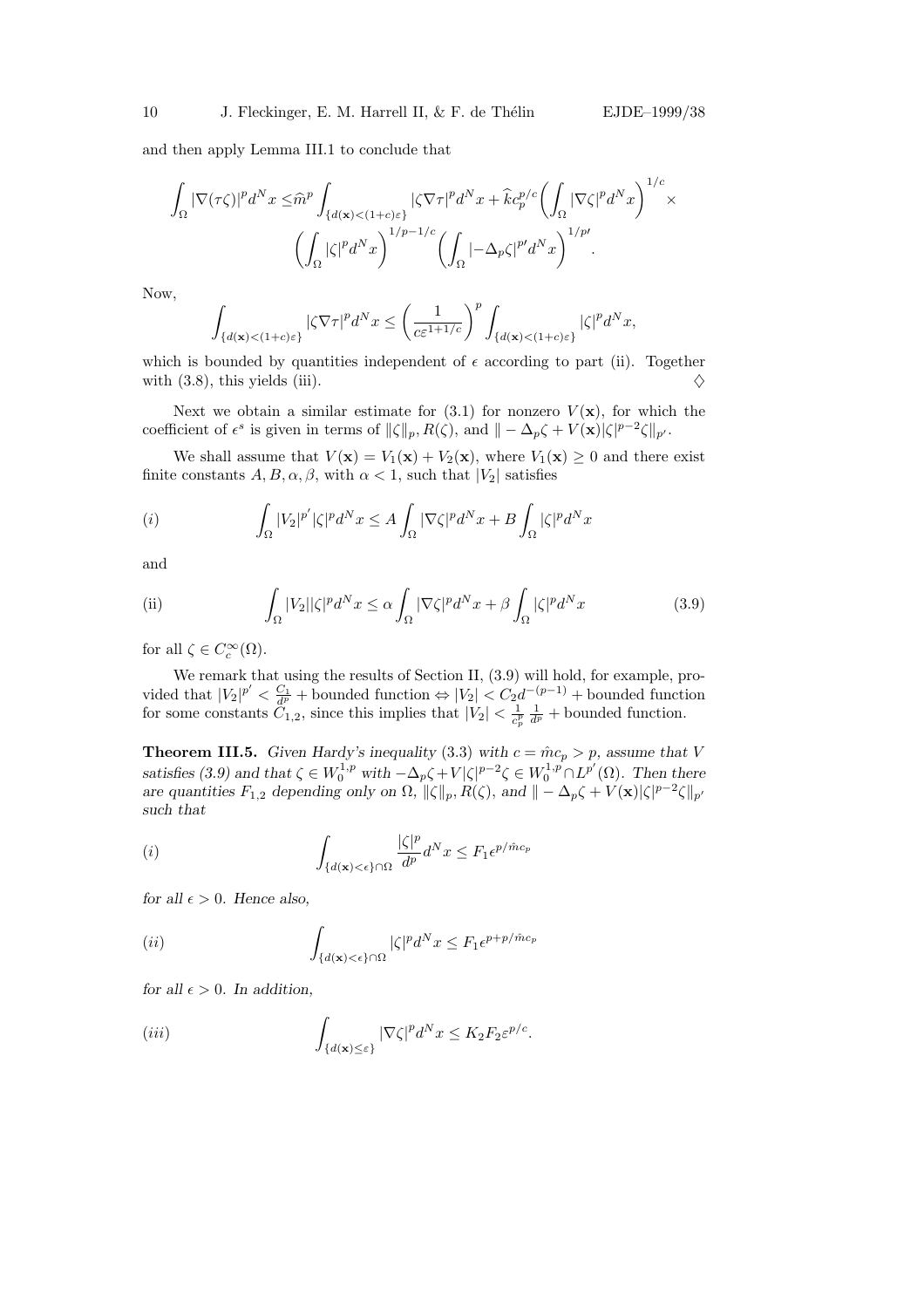and then apply Lemma III.1 to conclude that

$$\int_\Omega |\nabla(\tau\zeta)|^p d^N x \leq \widehat{m}^p \int_{\{d(\mathbf{x})<(1+c)\varepsilon\}} |\zeta \nabla \tau|^p d^N x + \widehat{k} c_p^{p/c} \left( \int_\Omega |\nabla \zeta|^p d^N x \right)^{1/c} \times \left( \int_\Omega |\zeta|^p d^N x \right)^{1/p - 1/c} \left( \int_\Omega |-\Delta_p \zeta|^{p'} d^N x \right)^{1/p'}.$$

Now,

$$\int_{\{d(\mathbf{x})<(1+c)\varepsilon\}} |\zeta \nabla \tau|^p d^N x \leq \left( \frac{1}{c\varepsilon^{1+1/c}} \right)^p \int_{\{d(\mathbf{x})<(1+c)\varepsilon\}} |\zeta|^p d^N x,$$

which is bounded by quantities independent of $\epsilon$ according to part (ii). Together with (3.8), this yields (iii). $\diamondsuit$

Next we obtain a similar estimate for (3.1) for nonzero $V(\mathbf{x})$, for which the coefficient of $\epsilon^s$ is given in terms of $\|\zeta\|_p, R(\zeta)$, and $\| -\Delta_p \zeta + V(\mathbf{x}) |\zeta|^{p-2}\zeta\|_{p'}$.

We shall assume that $V(\mathbf{x}) = V_1(\mathbf{x}) + V_2(\mathbf{x})$, where $V_1(\mathbf{x}) \geq 0$ and there exist finite constants $A, B, \alpha, \beta$, with $\alpha < 1$, such that $|V_2|$ satisfies

$$(i) \qquad \int_\Omega |V_2|^{p'} |\zeta|^p d^N x \leq A \int_\Omega |\nabla \zeta|^p d^N x + B \int_\Omega |\zeta|^p d^N x$$

and

$$\text{(ii)} \qquad \int_\Omega |V_2||\zeta|^p d^N x \leq \alpha \int_\Omega |\nabla \zeta|^p d^N x + \beta \int_\Omega |\zeta|^p d^N x \tag{3.9}$$

for all $\zeta \in C_c^\infty(\Omega)$.

We remark that using the results of Section II, (3.9) will hold, for example, provided that $|V_2|^{p'} < \frac{C_1}{d^p}$ + bounded function $\Leftrightarrow |V_2| < C_2 d^{-(p-1)}$ + bounded function for some constants $C_{1,2}$, since this implies that $|V_2| < \frac{1}{c_p^p} \frac{1}{d^p}$ + bounded function.

**Theorem III.5.** *Given Hardy's inequality* (3.3) *with* $c = \hat{m} c_p > p$, *assume that* $V$ *satisfies (3.9) and that* $\zeta \in W_0^{1,p}$ *with* $-\Delta_p \zeta + V|\zeta|^{p-2}\zeta \in W_0^{1,p} \cap L^{p'}(\Omega)$. *Then there are quantities* $F_{1,2}$ *depending only on* $\Omega$, $\|\zeta\|_p, R(\zeta)$, *and* $\| -\Delta_p \zeta + V(\mathbf{x})|\zeta|^{p-2}\zeta\|_{p'}$ *such that*

$$(i) \qquad \int_{\{d(\mathbf{x})<\epsilon\}\cap\Omega} \frac{|\zeta|^p}{d^p} d^N x \leq F_1 \epsilon^{p/\hat{m} c_p}$$

*for all* $\epsilon > 0$. *Hence also,*

$$(ii) \qquad \int_{\{d(\mathbf{x})<\epsilon\}\cap\Omega} |\zeta|^p d^N x \leq F_1 \epsilon^{p + p/\hat{m} c_p}$$

*for all* $\epsilon > 0$. *In addition,*

$$(iii) \qquad \int_{\{d(\mathbf{x})\leq\varepsilon\}} |\nabla \zeta|^p d^N x \leq K_2 F_2 \varepsilon^{p/c}.$$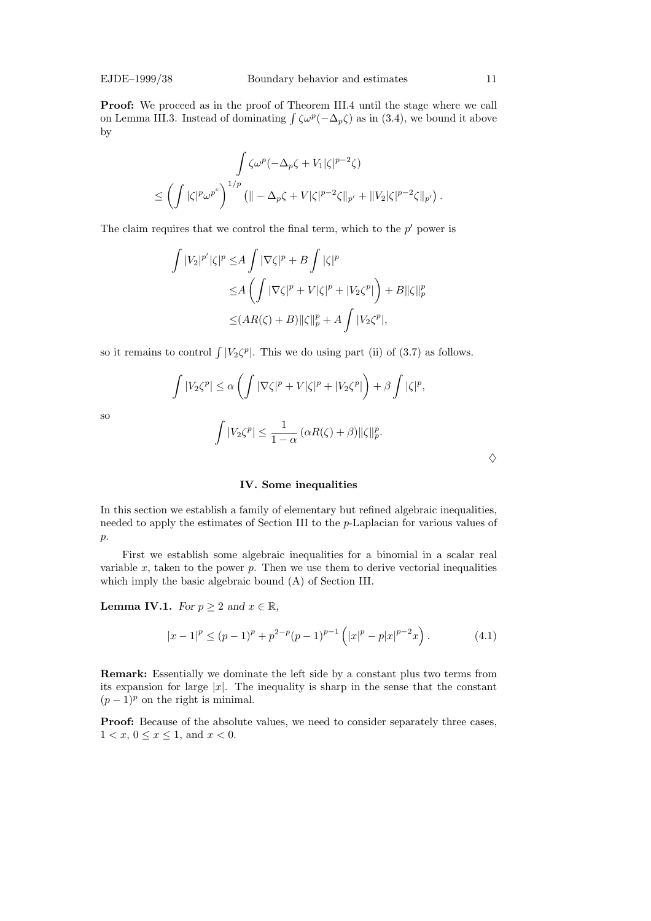**Proof:** We proceed as in the proof of Theorem III.4 until the stage where we call on Lemma III.3. Instead of dominating $\int \zeta\omega^p(-\Delta_p\zeta)$ as in (3.4), we bound it above by

$$
\begin{aligned}
&\int \zeta\omega^p(-\Delta_p\zeta + V_1|\zeta|^{p-2}\zeta) \\
\leq &\left(\int |\zeta|^p \omega^{p^c}\right)^{1/p} \left(\| - \Delta_p\zeta + V|\zeta|^{p-2}\zeta\|_{p'} + \|V_2|\zeta|^{p-2}\zeta\|_{p'}\right).
\end{aligned}
$$

The claim requires that we control the final term, which to the $p'$ power is

$$
\begin{aligned}
\int |V_2|^{p'}|\zeta|^p \leq & A\int |\nabla\zeta|^p + B\int |\zeta|^p \\
\leq & A\left(\int |\nabla\zeta|^p + V|\zeta|^p + |V_2\zeta^p|\right) + B\|\zeta\|_p^p \\
\leq & (AR(\zeta) + B)\|\zeta\|_p^p + A\int |V_2\zeta^p|,
\end{aligned}
$$

so it remains to control $\int |V_2\zeta^p|$. This we do using part (ii) of (3.7) as follows.

$$
\int |V_2\zeta^p| \leq \alpha\left(\int |\nabla\zeta|^p + V|\zeta|^p + |V_2\zeta^p|\right) + \beta\int |\zeta|^p,
$$

so

$$
\int |V_2\zeta^p| \leq \frac{1}{1-\alpha}\left(\alpha R(\zeta) + \beta\right)\|\zeta\|_p^p.
$$

◊

## IV. Some inequalities

In this section we establish a family of elementary but refined algebraic inequalities, needed to apply the estimates of Section III to the $p$-Laplacian for various values of $p$.

First we establish some algebraic inequalities for a binomial in a scalar real variable $x$, taken to the power $p$. Then we use them to derive vectorial inequalities which imply the basic algebraic bound (A) of Section III.

**Lemma IV.1.** *For $p \geq 2$ and $x \in \mathbb{R}$,*

$$
|x-1|^p \leq (p-1)^p + p^{2-p}(p-1)^{p-1}\left(|x|^p - p|x|^{p-2}x\right). \tag{4.1}
$$

**Remark:** Essentially we dominate the left side by a constant plus two terms from its expansion for large $|x|$. The inequality is sharp in the sense that the constant $(p-1)^p$ on the right is minimal.

**Proof:** Because of the absolute values, we need to consider separately three cases, $1 < x$, $0 \leq x \leq 1$, and $x < 0$.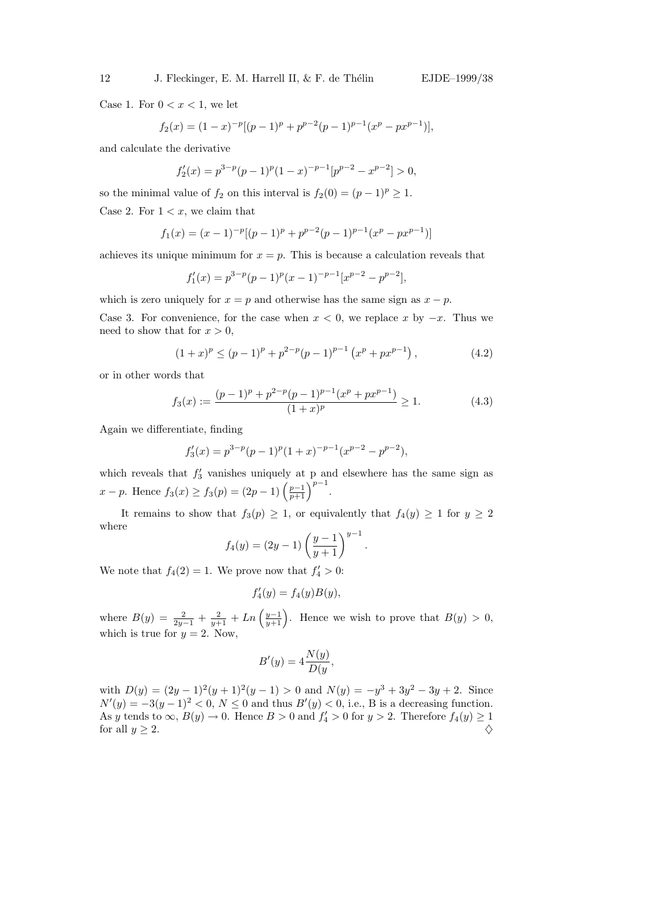Case 1. For $0 < x < 1$, we let

$$f_2(x) = (1-x)^{-p}[(p-1)^p + p^{p-2}(p-1)^{p-1}(x^p - px^{p-1})],$$

and calculate the derivative

$$f_2'(x) = p^{3-p}(p-1)^p(1-x)^{-p-1}[p^{p-2} - x^{p-2}] > 0,$$

so the minimal value of $f_2$ on this interval is $f_2(0) = (p-1)^p \geq 1$.

Case 2. For $1 < x$, we claim that

$$f_1(x) = (x-1)^{-p}[(p-1)^p + p^{p-2}(p-1)^{p-1}(x^p - px^{p-1})]$$

achieves its unique minimum for $x = p$. This is because a calculation reveals that

$$f_1'(x) = p^{3-p}(p-1)^p(x-1)^{-p-1}[x^{p-2} - p^{p-2}],$$

which is zero uniquely for $x = p$ and otherwise has the same sign as $x - p$.

Case 3. For convenience, for the case when $x < 0$, we replace $x$ by $-x$. Thus we need to show that for $x > 0$,

$$(1+x)^p \leq (p-1)^p + p^{2-p}(p-1)^{p-1}\left(x^p + px^{p-1}\right), \tag{4.2}$$

or in other words that

$$f_3(x) := \frac{(p-1)^p + p^{2-p}(p-1)^{p-1}(x^p + px^{p-1})}{(1+x)^p} \geq 1. \tag{4.3}$$

Again we differentiate, finding

$$f_3'(x) = p^{3-p}(p-1)^p(1+x)^{-p-1}(x^{p-2} - p^{p-2}),$$

which reveals that $f_3'$ vanishes uniquely at p and elsewhere has the same sign as $x - p$. Hence $f_3(x) \geq f_3(p) = (2p-1)\left(\frac{p-1}{p+1}\right)^{p-1}$.

It remains to show that $f_3(p) \geq 1$, or equivalently that $f_4(y) \geq 1$ for $y \geq 2$ where

$$f_4(y) = (2y-1)\left(\frac{y-1}{y+1}\right)^{y-1}.$$

We note that $f_4(2) = 1$. We prove now that $f_4' > 0$:

$$f_4'(y) = f_4(y)B(y),$$

where $B(y) = \frac{2}{2y-1} + \frac{2}{y+1} + Ln\left(\frac{y-1}{y+1}\right)$. Hence we wish to prove that $B(y) > 0$, which is true for $y = 2$. Now,

$$B'(y) = 4\frac{N(y)}{D(y},$$

with $D(y) = (2y-1)^2(y+1)^2(y-1) > 0$ and $N(y) = -y^3 + 3y^2 - 3y + 2$. Since $N'(y) = -3(y-1)^2 < 0$, $N \leq 0$ and thus $B'(y) < 0$, i.e., B is a decreasing function. As $y$ tends to $\infty$, $B(y) \to 0$. Hence $B > 0$ and $f_4' > 0$ for $y > 2$. Therefore $f_4(y) \geq 1$ for all $y \geq 2$. ♢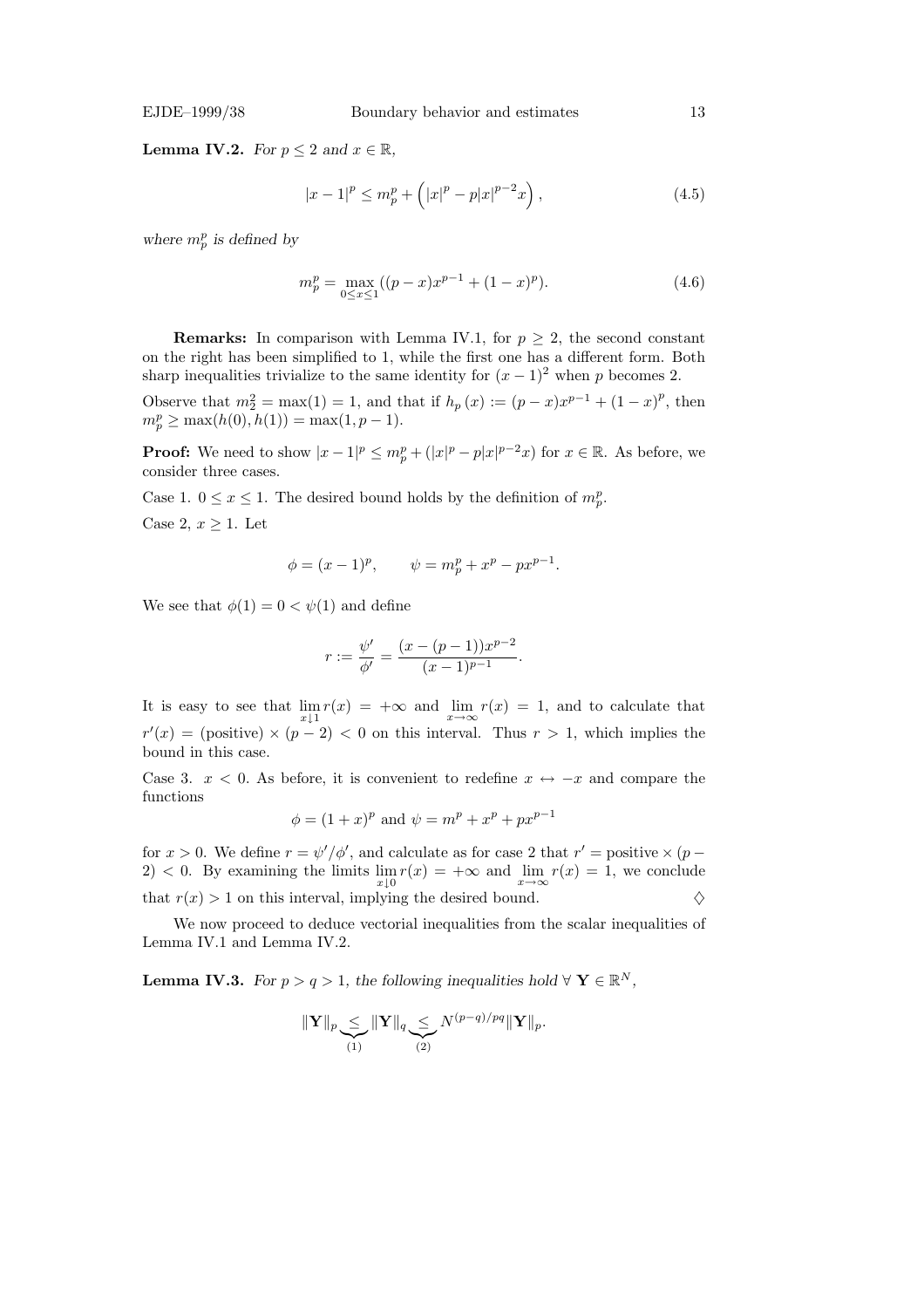**Lemma IV.2.** *For $p \le 2$ and $x \in \mathbb{R}$,*

$$|x-1|^p \le m_p^p + \left(|x|^p - p|x|^{p-2}x\right), \tag{4.5}$$

*where $m_p^p$ is defined by*

$$m_p^p = \max_{0 \le x \le 1}((p-x)x^{p-1} + (1-x)^p). \tag{4.6}$$

**Remarks:** In comparison with Lemma IV.1, for $p \ge 2$, the second constant on the right has been simplified to 1, while the first one has a different form. Both sharp inequalities trivialize to the same identity for $(x-1)^2$ when $p$ becomes 2.

Observe that $m_2^2 = \max(1) = 1$, and that if $h_p(x) := (p-x)x^{p-1} + (1-x)^p$, then $m_p^p \ge \max(h(0), h(1)) = \max(1, p-1)$.

**Proof:** We need to show $|x-1|^p \le m_p^p + (|x|^p - p|x|^{p-2}x)$ for $x \in \mathbb{R}$. As before, we consider three cases.

Case 1. $0 \le x \le 1$. The desired bound holds by the definition of $m_p^p$.

Case 2, $x \ge 1$. Let

$$\phi = (x-1)^p, \qquad \psi = m_p^p + x^p - px^{p-1}.$$

We see that $\phi(1) = 0 < \psi(1)$ and define

$$r := \frac{\psi'}{\phi'} = \frac{(x-(p-1))x^{p-2}}{(x-1)^{p-1}}.$$

It is easy to see that $\lim_{x \downarrow 1} r(x) = +\infty$ and $\lim_{x \to \infty} r(x) = 1$, and to calculate that $r'(x) = (\text{positive}) \times (p-2) < 0$ on this interval. Thus $r > 1$, which implies the bound in this case.

Case 3. $x < 0$. As before, it is convenient to redefine $x \leftrightarrow -x$ and compare the functions

$$\phi = (1+x)^p \text{ and } \psi = m^p + x^p + px^{p-1}$$

for $x > 0$. We define $r = \psi'/\phi'$, and calculate as for case 2 that $r' = \text{positive} \times (p-2) < 0$. By examining the limits $\lim_{x \downarrow 0} r(x) = +\infty$ and $\lim_{x \to \infty} r(x) = 1$, we conclude that $r(x) > 1$ on this interval, implying the desired bound. $\diamondsuit$

We now proceed to deduce vectorial inequalities from the scalar inequalities of Lemma IV.1 and Lemma IV.2.

**Lemma IV.3.** *For $p > q > 1$, the following inequalities hold $\forall\, \mathbf{Y} \in \mathbb{R}^N$,*

$$\|\mathbf{Y}\|_p \underbrace{\le}_{(1)} \|\mathbf{Y}\|_q \underbrace{\le}_{(2)} N^{(p-q)/pq} \|\mathbf{Y}\|_p.$$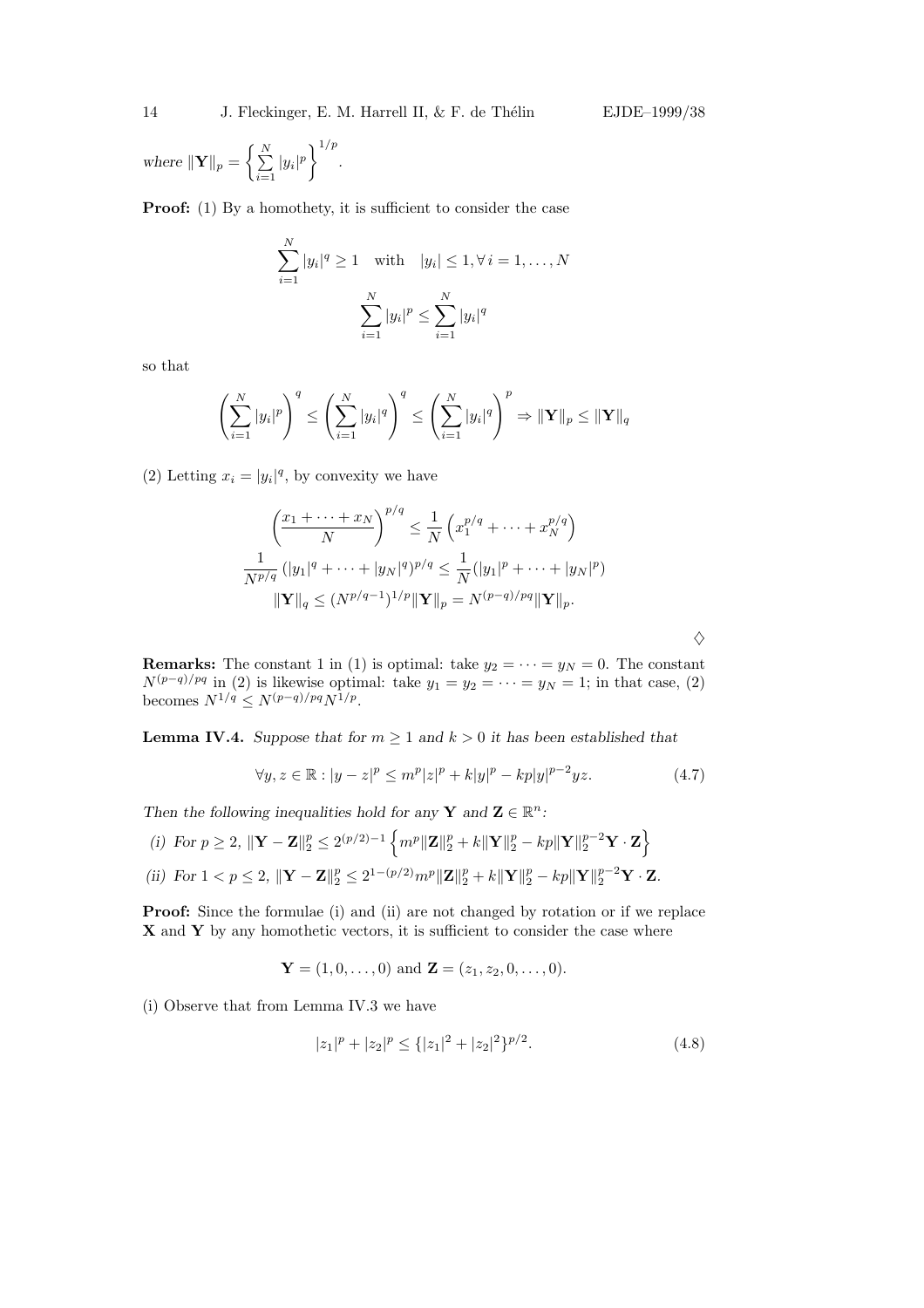*where* $\|\mathbf{Y}\|_p = \left\{ \sum_{i=1}^{N} |y_i|^p \right\}^{1/p}$.

**Proof:** (1) By a homothety, it is sufficient to consider the case

$$\sum_{i=1}^{N} |y_i|^q \geq 1 \quad \text{with} \quad |y_i| \leq 1, \forall\, i = 1, \ldots, N$$

$$\sum_{i=1}^{N} |y_i|^p \leq \sum_{i=1}^{N} |y_i|^q$$

so that

$$\left( \sum_{i=1}^{N} |y_i|^p \right)^q \leq \left( \sum_{i=1}^{N} |y_i|^q \right)^q \leq \left( \sum_{i=1}^{N} |y_i|^q \right)^p \Rightarrow \|\mathbf{Y}\|_p \leq \|\mathbf{Y}\|_q$$

(2) Letting $x_i = |y_i|^q$, by convexity we have

$$\left( \frac{x_1 + \cdots + x_N}{N} \right)^{p/q} \leq \frac{1}{N} \left( x_1^{p/q} + \cdots + x_N^{p/q} \right)$$

$$\frac{1}{N^{p/q}} \left( |y_1|^q + \cdots + |y_N|^q \right)^{p/q} \leq \frac{1}{N} (|y_1|^p + \cdots + |y_N|^p)$$

$$\|\mathbf{Y}\|_q \leq (N^{p/q-1})^{1/p} \|\mathbf{Y}\|_p = N^{(p-q)/pq} \|\mathbf{Y}\|_p.$$

♢

**Remarks:** The constant 1 in (1) is optimal: take $y_2 = \cdots = y_N = 0$. The constant $N^{(p-q)/pq}$ in (2) is likewise optimal: take $y_1 = y_2 = \cdots = y_N = 1$; in that case, (2) becomes $N^{1/q} \leq N^{(p-q)/pq} N^{1/p}$.

**Lemma IV.4.** *Suppose that for* $m \geq 1$ *and* $k > 0$ *it has been established that*

$$\forall y, z \in \mathbb{R} : |y - z|^p \leq m^p |z|^p + k|y|^p - kp|y|^{p-2} yz. \tag{4.7}$$

*Then the following inequalities hold for any* $\mathbf{Y}$ *and* $\mathbf{Z} \in \mathbb{R}^n$*:*

*(i) For* $p \geq 2$, $\|\mathbf{Y} - \mathbf{Z}\|_2^p \leq 2^{(p/2)-1} \left\{ m^p \|\mathbf{Z}\|_2^p + k\|\mathbf{Y}\|_2^p - kp\|\mathbf{Y}\|_2^{p-2} \mathbf{Y} \cdot \mathbf{Z} \right\}$

*(ii) For* $1 < p \leq 2$, $\|\mathbf{Y} - \mathbf{Z}\|_2^p \leq 2^{1-(p/2)} m^p \|\mathbf{Z}\|_2^p + k\|\mathbf{Y}\|_2^p - kp\|\mathbf{Y}\|_2^{p-2} \mathbf{Y} \cdot \mathbf{Z}$.

**Proof:** Since the formulae (i) and (ii) are not changed by rotation or if we replace $\mathbf{X}$ and $\mathbf{Y}$ by any homothetic vectors, it is sufficient to consider the case where

$$\mathbf{Y} = (1, 0, \ldots, 0) \text{ and } \mathbf{Z} = (z_1, z_2, 0, \ldots, 0).$$

(i) Observe that from Lemma IV.3 we have

$$|z_1|^p + |z_2|^p \leq \{|z_1|^2 + |z_2|^2\}^{p/2}. \tag{4.8}$$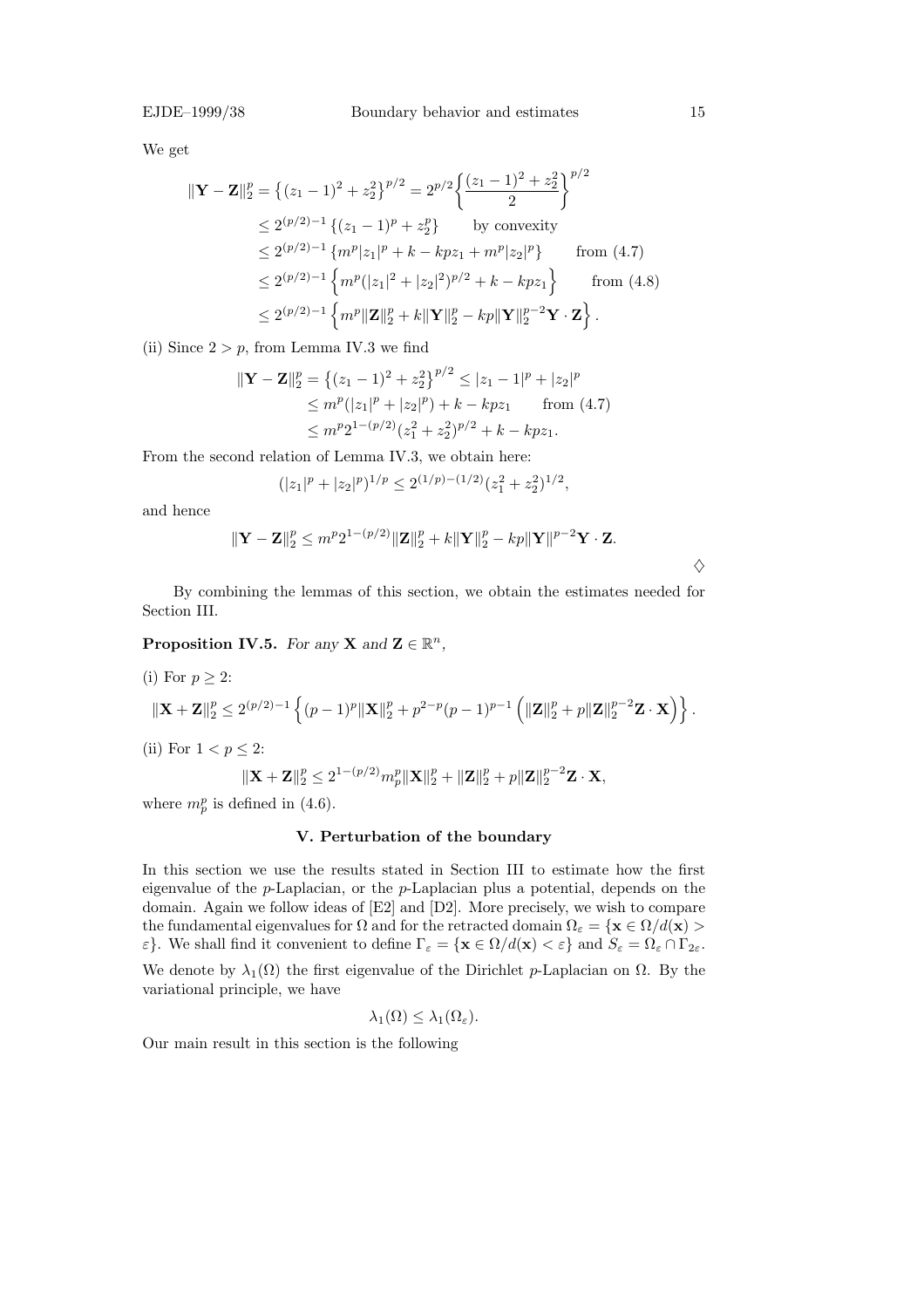We get

$$
\begin{aligned}
\|\mathbf{Y}-\mathbf{Z}\|_2^p &= \left\{(z_1-1)^2+z_2^2\right\}^{p/2} = 2^{p/2}\left\{\frac{(z_1-1)^2+z_2^2}{2}\right\}^{p/2} \\
&\le 2^{(p/2)-1}\left\{(z_1-1)^p+z_2^p\right\} \qquad \text{by convexity} \\
&\le 2^{(p/2)-1}\left\{m^p|z_1|^p+k-kpz_1+m^p|z_2|^p\right\} \qquad \text{from (4.7)} \\
&\le 2^{(p/2)-1}\left\{m^p(|z_1|^2+|z_2|^2)^{p/2}+k-kpz_1\right\} \qquad \text{from (4.8)} \\
&\le 2^{(p/2)-1}\left\{m^p\|\mathbf{Z}\|_2^p+k\|\mathbf{Y}\|_2^p-kp\|\mathbf{Y}\|_2^{p-2}\mathbf{Y}\cdot\mathbf{Z}\right\}.
\end{aligned}
$$

(ii) Since $2>p$, from Lemma IV.3 we find

$$
\begin{aligned}
\|\mathbf{Y}-\mathbf{Z}\|_2^p &= \left\{(z_1-1)^2+z_2^2\right\}^{p/2} \le |z_1-1|^p+|z_2|^p \\
&\le m^p(|z_1|^p+|z_2|^p)+k-kpz_1 \qquad \text{from (4.7)} \\
&\le m^p 2^{1-(p/2)}(z_1^2+z_2^2)^{p/2}+k-kpz_1.
\end{aligned}
$$

From the second relation of Lemma IV.3, we obtain here:

$$
(|z_1|^p+|z_2|^p)^{1/p} \le 2^{(1/p)-(1/2)}(z_1^2+z_2^2)^{1/2},
$$

and hence

$$
\|\mathbf{Y}-\mathbf{Z}\|_2^p \le m^p 2^{1-(p/2)}\|\mathbf{Z}\|_2^p + k\|\mathbf{Y}\|_2^p - kp\|\mathbf{Y}\|^{p-2}\mathbf{Y}\cdot\mathbf{Z}.
$$

♢

By combining the lemmas of this section, we obtain the estimates needed for Section III.

**Proposition IV.5.** *For any* $\mathbf{X}$ *and* $\mathbf{Z}\in\mathbb{R}^n$,

(i) For $p\ge 2$:

$$
\|\mathbf{X}+\mathbf{Z}\|_2^p \le 2^{(p/2)-1}\left\{(p-1)^p\|\mathbf{X}\|_2^p + p^{2-p}(p-1)^{p-1}\left(\|\mathbf{Z}\|_2^p + p\|\mathbf{Z}\|_2^{p-2}\mathbf{Z}\cdot\mathbf{X}\right)\right\}.
$$

(ii) For $1<p\le 2$:

$$
\|\mathbf{X}+\mathbf{Z}\|_2^p \le 2^{1-(p/2)}m_p^p\|\mathbf{X}\|_2^p + \|\mathbf{Z}\|_2^p + p\|\mathbf{Z}\|_2^{p-2}\mathbf{Z}\cdot\mathbf{X},
$$

where $m_p^p$ is defined in (4.6).

## V. Perturbation of the boundary

In this section we use the results stated in Section III to estimate how the first eigenvalue of the $p$-Laplacian, or the $p$-Laplacian plus a potential, depends on the domain. Again we follow ideas of [E2] and [D2]. More precisely, we wish to compare the fundamental eigenvalues for $\Omega$ and for the retracted domain $\Omega_\varepsilon = \{\mathbf{x}\in\Omega / d(\mathbf{x}) > \varepsilon\}$. We shall find it convenient to define $\Gamma_\varepsilon = \{\mathbf{x}\in\Omega / d(\mathbf{x}) < \varepsilon\}$ and $S_\varepsilon = \Omega_\varepsilon \cap \Gamma_{2\varepsilon}$.

We denote by $\lambda_1(\Omega)$ the first eigenvalue of the Dirichlet $p$-Laplacian on $\Omega$. By the variational principle, we have

$$
\lambda_1(\Omega) \le \lambda_1(\Omega_\varepsilon).
$$

Our main result in this section is the following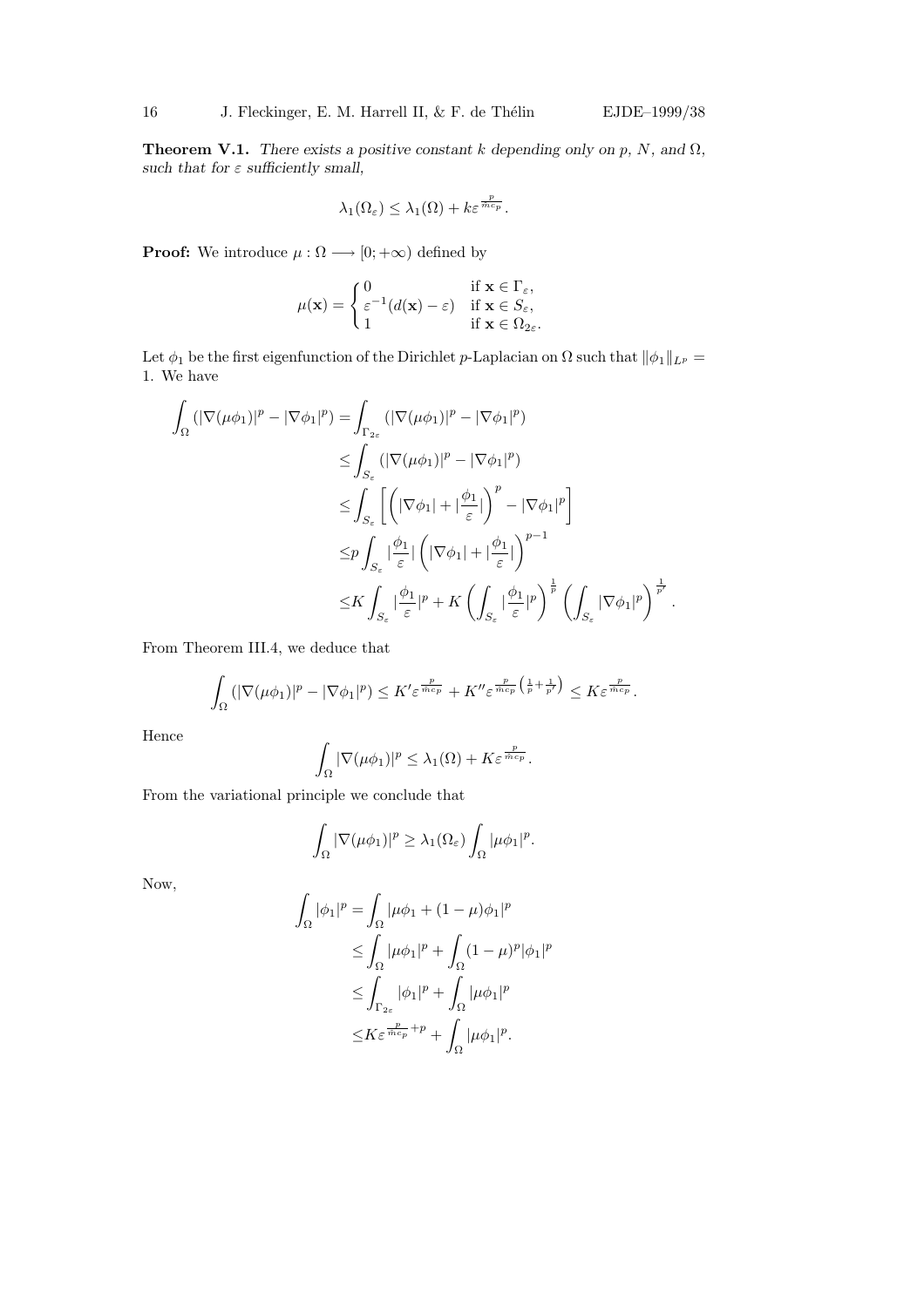**Theorem V.1.** *There exists a positive constant $k$ depending only on $p$, $N$, and $\Omega$, such that for $\varepsilon$ sufficiently small,*

$$\lambda_1(\Omega_\varepsilon) \leq \lambda_1(\Omega) + k\varepsilon^{\frac{p}{mc_p}}.$$

**Proof:** We introduce $\mu : \Omega \longrightarrow [0; +\infty)$ defined by

$$\mu(\mathbf{x}) = \begin{cases} 0 & \text{if } \mathbf{x} \in \Gamma_\varepsilon, \\ \varepsilon^{-1}(d(\mathbf{x}) - \varepsilon) & \text{if } \mathbf{x} \in S_\varepsilon, \\ 1 & \text{if } \mathbf{x} \in \Omega_{2\varepsilon}. \end{cases}$$

Let $\phi_1$ be the first eigenfunction of the Dirichlet $p$-Laplacian on $\Omega$ such that $\|\phi_1\|_{L^p} = 1$. We have

$$\begin{aligned}
\int_\Omega (|\nabla(\mu\phi_1)|^p - |\nabla\phi_1|^p) &= \int_{\Gamma_{2\varepsilon}} (|\nabla(\mu\phi_1)|^p - |\nabla\phi_1|^p) \\
&\leq \int_{S_\varepsilon} (|\nabla(\mu\phi_1)|^p - |\nabla\phi_1|^p) \\
&\leq \int_{S_\varepsilon} \left[ \left( |\nabla\phi_1| + |\frac{\phi_1}{\varepsilon}| \right)^p - |\nabla\phi_1|^p \right] \\
&\leq p \int_{S_\varepsilon} |\frac{\phi_1}{\varepsilon}| \left( |\nabla\phi_1| + |\frac{\phi_1}{\varepsilon}| \right)^{p-1} \\
&\leq K \int_{S_\varepsilon} |\frac{\phi_1}{\varepsilon}|^p + K \left( \int_{S_\varepsilon} |\frac{\phi_1}{\varepsilon}|^p \right)^{\frac{1}{p}} \left( \int_{S_\varepsilon} |\nabla\phi_1|^p \right)^{\frac{1}{p'}}.
\end{aligned}$$

From Theorem III.4, we deduce that

$$\int_\Omega (|\nabla(\mu\phi_1)|^p - |\nabla\phi_1|^p) \leq K'\varepsilon^{\frac{p}{mc_p}} + K''\varepsilon^{\frac{p}{mc_p}\left(\frac{1}{p}+\frac{1}{p'}\right)} \leq K\varepsilon^{\frac{p}{mc_p}}.$$

Hence

$$\int_\Omega |\nabla(\mu\phi_1)|^p \leq \lambda_1(\Omega) + K\varepsilon^{\frac{p}{mc_p}}.$$

From the variational principle we conclude that

$$\int_\Omega |\nabla(\mu\phi_1)|^p \geq \lambda_1(\Omega_\varepsilon) \int_\Omega |\mu\phi_1|^p.$$

Now,

$$\begin{aligned}
\int_\Omega |\phi_1|^p &= \int_\Omega |\mu\phi_1 + (1-\mu)\phi_1|^p \\
&\leq \int_\Omega |\mu\phi_1|^p + \int_\Omega (1-\mu)^p |\phi_1|^p \\
&\leq \int_{\Gamma_{2\varepsilon}} |\phi_1|^p + \int_\Omega |\mu\phi_1|^p \\
&\leq K\varepsilon^{\frac{p}{mc_p}+p} + \int_\Omega |\mu\phi_1|^p.
\end{aligned}$$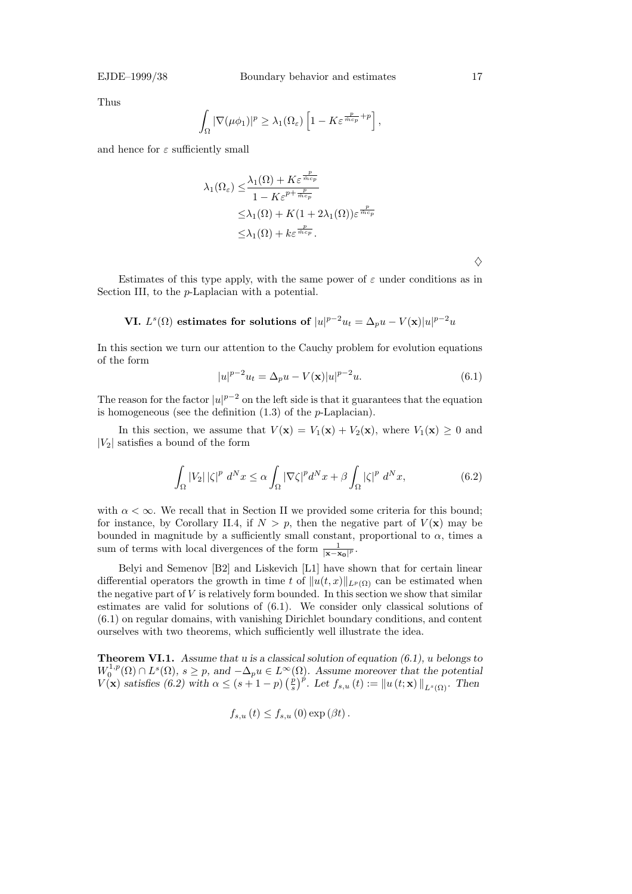Thus

$$\int_{\Omega} |\nabla(\mu\phi_1)|^p \geq \lambda_1(\Omega_\varepsilon)\left[1 - K\varepsilon^{\frac{p}{mc_p}+p}\right],$$

and hence for $\varepsilon$ sufficiently small

$$\begin{aligned}
\lambda_1(\Omega_\varepsilon) \leq & \frac{\lambda_1(\Omega) + K\varepsilon^{\frac{p}{mc_p}}}{1 - K\varepsilon^{p+\frac{p}{mc_p}}} \\
\leq & \lambda_1(\Omega) + K(1 + 2\lambda_1(\Omega))\varepsilon^{\frac{p}{mc_p}} \\
\leq & \lambda_1(\Omega) + k\varepsilon^{\frac{p}{mc_p}}.
\end{aligned}$$

$\diamondsuit$

Estimates of this type apply, with the same power of $\varepsilon$ under conditions as in Section III, to the $p$-Laplacian with a potential.

## VI. $L^s(\Omega)$ estimates for solutions of $|u|^{p-2}u_t = \Delta_p u - V(\mathbf{x})|u|^{p-2}u$

In this section we turn our attention to the Cauchy problem for evolution equations of the form

$$|u|^{p-2}u_t = \Delta_p u - V(\mathbf{x})|u|^{p-2}u. \tag{6.1}$$

The reason for the factor $|u|^{p-2}$ on the left side is that it guarantees that the equation is homogeneous (see the definition (1.3) of the $p$-Laplacian).

In this section, we assume that $V(\mathbf{x}) = V_1(\mathbf{x}) + V_2(\mathbf{x})$, where $V_1(\mathbf{x}) \geq 0$ and $|V_2|$ satisfies a bound of the form

$$\int_{\Omega} |V_2|\,|\zeta|^p \; d^N x \leq \alpha \int_{\Omega} |\nabla\zeta|^p d^N x + \beta \int_{\Omega} |\zeta|^p \; d^N x, \tag{6.2}$$

with $\alpha < \infty$. We recall that in Section II we provided some criteria for this bound; for instance, by Corollary II.4, if $N > p$, then the negative part of $V(\mathbf{x})$ may be bounded in magnitude by a sufficiently small constant, proportional to $\alpha$, times a sum of terms with local divergences of the form $\frac{1}{|\mathbf{x}-\mathbf{x_0}|^p}$.

Belyi and Semenov [B2] and Liskevich [L1] have shown that for certain linear differential operators the growth in time $t$ of $\|u(t,x)\|_{L^p(\Omega)}$ can be estimated when the negative part of $V$ is relatively form bounded. In this section we show that similar estimates are valid for solutions of (6.1). We consider only classical solutions of (6.1) on regular domains, with vanishing Dirichlet boundary conditions, and content ourselves with two theorems, which sufficiently well illustrate the idea.

**Theorem VI.1.** *Assume that u is a classical solution of equation (6.1), u belongs to* $W_0^{1,p}(\Omega) \cap L^s(\Omega)$, $s \geq p$, *and* $-\Delta_p u \in L^\infty(\Omega)$. *Assume moreover that the potential* $V(\mathbf{x})$ *satisfies (6.2) with* $\alpha \leq (s+1-p)\left(\frac{p}{s}\right)^p$. *Let* $f_{s,u}(t) := \|u(t;\mathbf{x})\|_{L^s(\Omega)}$. *Then*

$$f_{s,u}(t) \leq f_{s,u}(0)\exp(\beta t).$$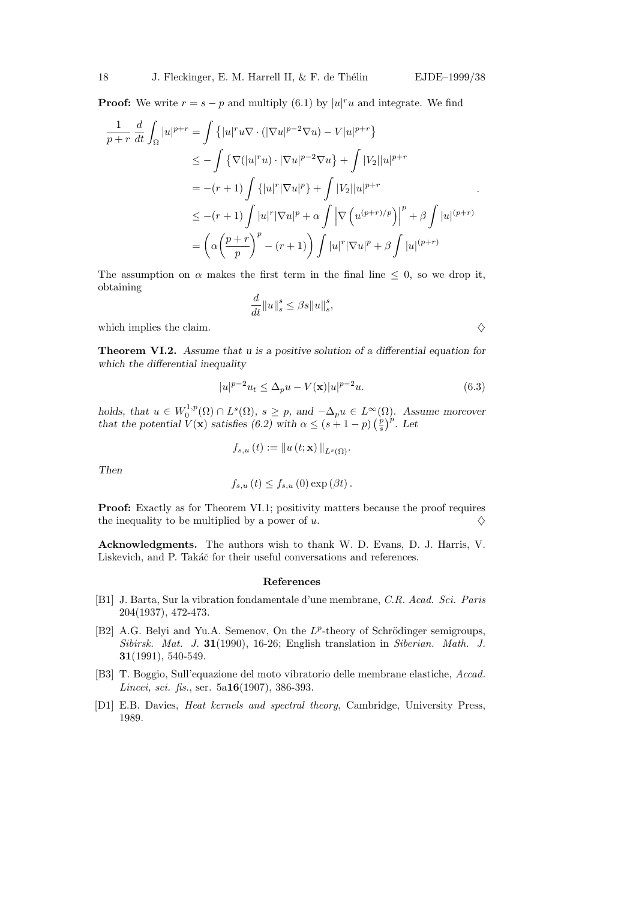**Proof:** We write $r = s - p$ and multiply (6.1) by $|u|^r u$ and integrate. We find

$$
\begin{aligned}
\frac{1}{p+r}\frac{d}{dt}\int_\Omega |u|^{p+r} &= \int \left\{ |u|^r u \nabla \cdot (|\nabla u|^{p-2}\nabla u) - V|u|^{p+r} \right\} \\
&\le -\int \left\{ \nabla(|u|^r u) \cdot |\nabla u|^{p-2}\nabla u \right\} + \int |V_2||u|^{p+r} \\
&= -(r+1)\int \{|u|^r |\nabla u|^p\} + \int |V_2||u|^{p+r} \\
&\le -(r+1)\int |u|^r |\nabla u|^p + \alpha \int \left|\nabla\left(u^{(p+r)/p}\right)\right|^p + \beta \int |u|^{(p+r)} \\
&= \left(\alpha\left(\frac{p+r}{p}\right)^p - (r+1)\right)\int |u|^r|\nabla u|^p + \beta\int |u|^{(p+r)}
\end{aligned}.
$$

The assumption on $\alpha$ makes the first term in the final line $\le 0$, so we drop it, obtaining

$$
\frac{d}{dt}\|u\|_s^s \le \beta s \|u\|_s^s,
$$

which implies the claim. $\diamondsuit$

**Theorem VI.2.** *Assume that u is a positive solution of a differential equation for which the differential inequality*

$$
|u|^{p-2}u_t \le \Delta_p u - V(\mathbf{x})|u|^{p-2}u. \tag{6.3}
$$

*holds, that $u \in W_0^{1,p}(\Omega) \cap L^s(\Omega)$, $s \ge p$, and $-\Delta_p u \in L^\infty(\Omega)$. Assume moreover that the potential $V(\mathbf{x})$ satisfies (6.2) with $\alpha \le (s+1-p)\left(\frac{p}{s}\right)^p$. Let*

$$
f_{s,u}(t) := \|u(t;\mathbf{x})\|_{L^s(\Omega)}.
$$

*Then*

$$
f_{s,u}(t) \le f_{s,u}(0)\exp(\beta t).
$$

**Proof:** Exactly as for Theorem VI.1; positivity matters because the proof requires the inequality to be multiplied by a power of $u$. $\diamondsuit$

**Acknowledgments.** The authors wish to thank W. D. Evans, D. J. Harris, V. Liskevich, and P. Takáč for their useful conversations and references.

## References

[B1] J. Barta, Sur la vibration fondamentale d'une membrane, *C.R. Acad. Sci. Paris* 204(1937), 472-473.

[B2] A.G. Belyi and Yu.A. Semenov, On the $L^p$-theory of Schrödinger semigroups, *Sibirsk. Mat. J.* **31**(1990), 16-26; English translation in *Siberian. Math. J.* **31**(1991), 540-549.

[B3] T. Boggio, Sull'equazione del moto vibratorio delle membrane elastiche, *Accad. Lincei, sci. fis.*, ser. 5a**16**(1907), 386-393.

[D1] E.B. Davies, *Heat kernels and spectral theory*, Cambridge, University Press, 1989.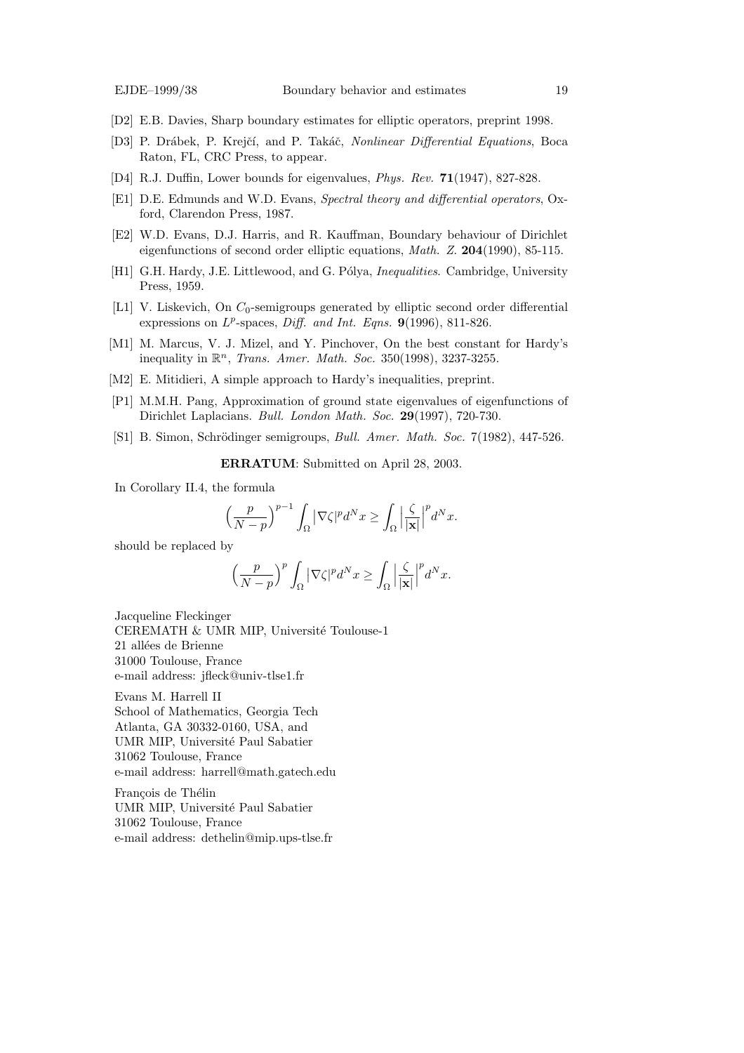[D2] E.B. Davies, Sharp boundary estimates for elliptic operators, preprint 1998.

[D3] P. Drábek, P. Krejčí, and P. Takáč, *Nonlinear Differential Equations*, Boca Raton, FL, CRC Press, to appear.

[D4] R.J. Duffin, Lower bounds for eigenvalues, *Phys. Rev.* **71**(1947), 827-828.

[E1] D.E. Edmunds and W.D. Evans, *Spectral theory and differential operators*, Oxford, Clarendon Press, 1987.

[E2] W.D. Evans, D.J. Harris, and R. Kauffman, Boundary behaviour of Dirichlet eigenfunctions of second order elliptic equations, *Math. Z.* **204**(1990), 85-115.

[H1] G.H. Hardy, J.E. Littlewood, and G. Pólya, *Inequalities.* Cambridge, University Press, 1959.

[L1] V. Liskevich, On $C_0$-semigroups generated by elliptic second order differential expressions on $L^p$-spaces, *Diff. and Int. Eqns.* **9**(1996), 811-826.

[M1] M. Marcus, V. J. Mizel, and Y. Pinchover, On the best constant for Hardy's inequality in $\mathbb{R}^n$, *Trans. Amer. Math. Soc.* 350(1998), 3237-3255.

[M2] E. Mitidieri, A simple approach to Hardy's inequalities, preprint.

[P1] M.M.H. Pang, Approximation of ground state eigenvalues of eigenfunctions of Dirichlet Laplacians. *Bull. London Math. Soc.* **29**(1997), 720-730.

[S1] B. Simon, Schrödinger semigroups, *Bull. Amer. Math. Soc.* 7(1982), 447-526.

**ERRATUM**: Submitted on April 28, 2003.

In Corollary II.4, the formula

$$\Big(\frac{p}{N-p}\Big)^{p-1}\int_\Omega |\nabla\zeta|^p d^N x \geq \int_\Omega \Big|\frac{\zeta}{|\mathbf{x}|}\Big|^p d^N x.$$

should be replaced by

$$\Big(\frac{p}{N-p}\Big)^{p}\int_\Omega |\nabla\zeta|^p d^N x \geq \int_\Omega \Big|\frac{\zeta}{|\mathbf{x}|}\Big|^p d^N x.$$

Jacqueline Fleckinger
CEREMATH & UMR MIP, Université Toulouse-1
21 allées de Brienne
31000 Toulouse, France
e-mail address: jfleck@univ-tlse1.fr

Evans M. Harrell II
School of Mathematics, Georgia Tech
Atlanta, GA 30332-0160, USA, and
UMR MIP, Université Paul Sabatier
31062 Toulouse, France
e-mail address: harrell@math.gatech.edu

François de Thélin
UMR MIP, Université Paul Sabatier
31062 Toulouse, France
e-mail address: dethelin@mip.ups-tlse.fr